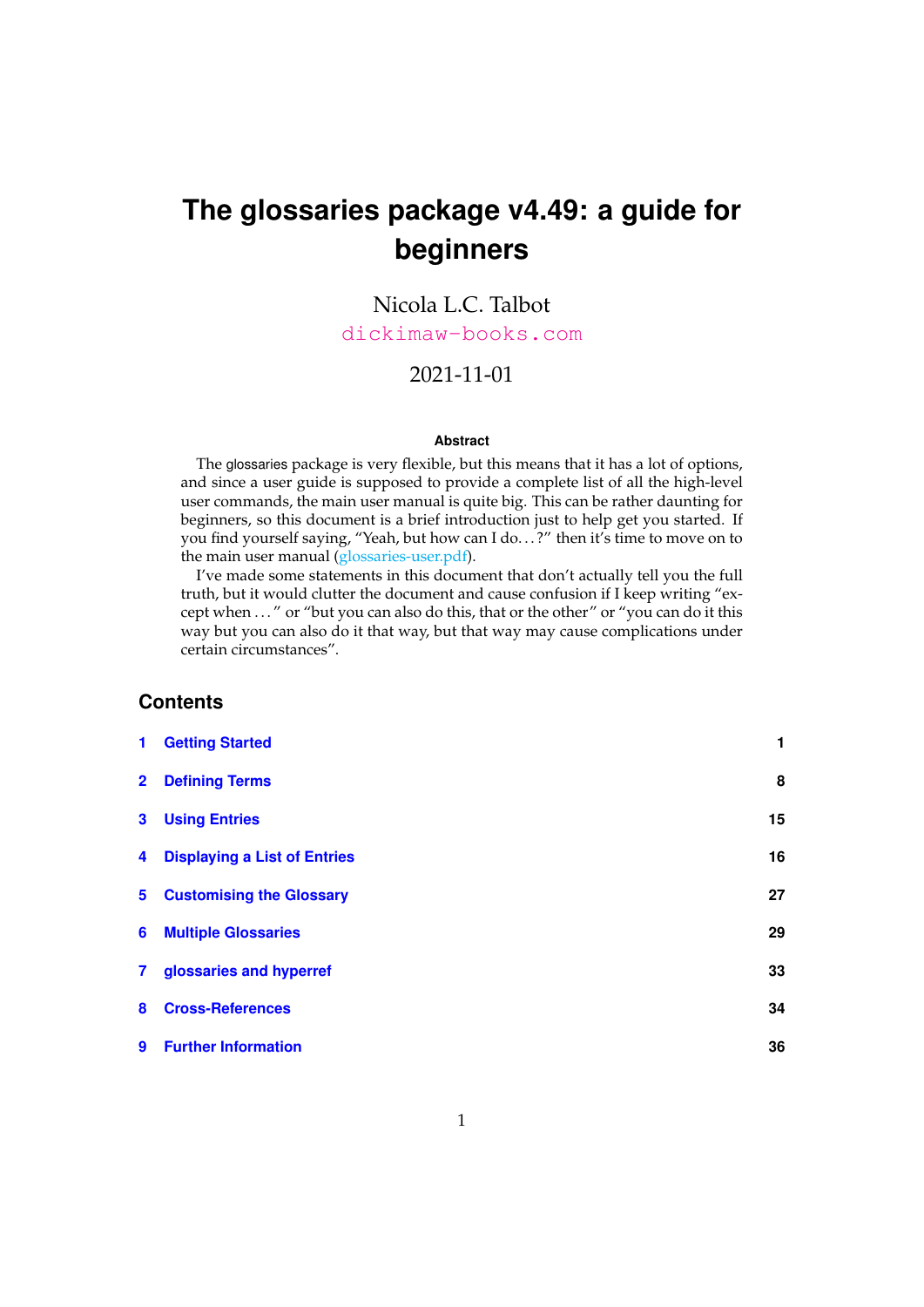# The glossaries package v4.49: a guide for beginners

Nicola L.C. Talbot

dickimaw-books.com

2021-11-01

### Abstract

The glossaries package is very flexible, but this means that it has a lot of options, and since a user guide is supposed to provide a complete list of all the high-level user commands, the main user manual is quite big. This can be rather daunting for beginners, so this document is a brief introduction just to help get you started. If you find yourself saying, "Yeah, but how can I do...?" then it's time to move on to the main user manual (glossaries-user.pdf).

I've made some statements in this document that don't actually tell you the full truth, but it would clutter the document and cause confusion if I keep writing "except when ..." or "but you can also do this, that or the other" or "you can do it this way but you can also do it that way, but that way may cause complications under certain circumstances".

## Contents

| | | |
|---|---|---|
| 1 | Getting Started | 1 |
| 2 | Defining Terms | 8 |
| 3 | Using Entries | 15 |
| 4 | Displaying a List of Entries | 16 |
| 5 | Customising the Glossary | 27 |
| 6 | Multiple Glossaries | 29 |
| 7 | glossaries and hyperref | 33 |
| 8 | Cross-References | 34 |
| 9 | Further Information | 36 |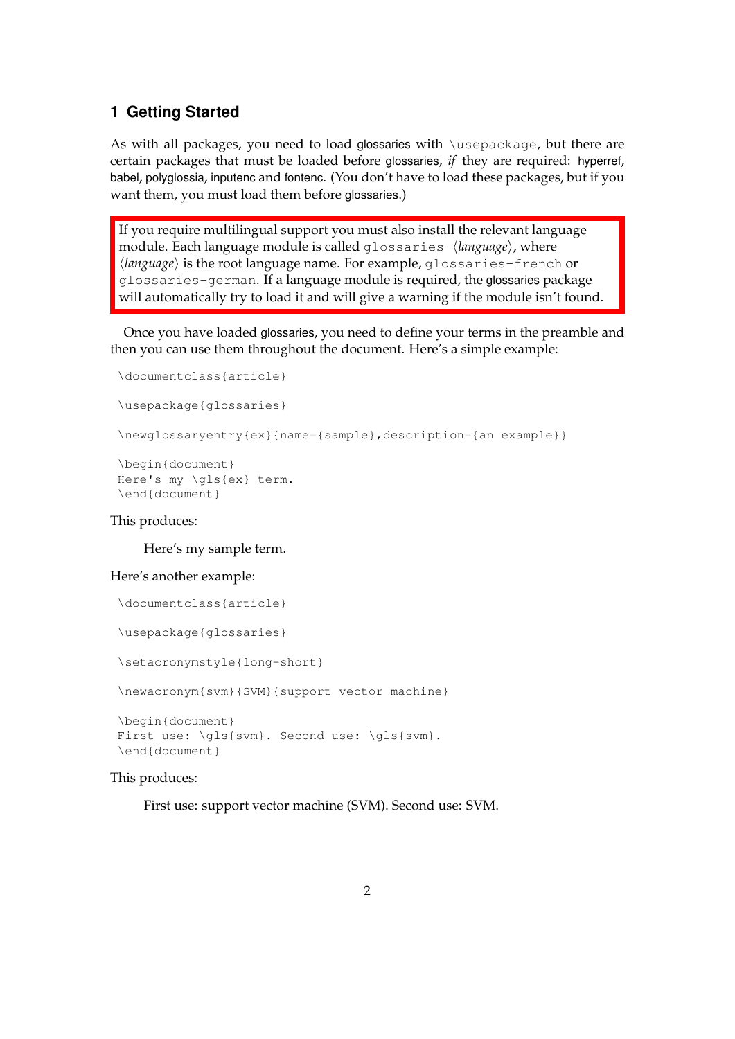# 1 Getting Started

As with all packages, you need to load glossaries with `\usepackage`, but there are certain packages that must be loaded before glossaries, *if* they are required: hyperref, babel, polyglossia, inputenc and fontenc. (You don't have to load these packages, but if you want them, you must load them before glossaries.)

> If you require multilingual support you must also install the relevant language module. Each language module is called `glossaries-`⟨*language*⟩, where ⟨*language*⟩ is the root language name. For example, `glossaries-french` or `glossaries-german`. If a language module is required, the glossaries package will automatically try to load it and will give a warning if the module isn't found.

Once you have loaded glossaries, you need to define your terms in the preamble and then you can use them throughout the document. Here's a simple example:

```
\documentclass{article}

\usepackage{glossaries}

\newglossaryentry{ex}{name={sample},description={an example}}

\begin{document}
Here's my \gls{ex} term.
\end{document}
```

This produces:

> Here's my sample term.

Here's another example:

```
\documentclass{article}

\usepackage{glossaries}

\setacronymstyle{long-short}

\newacronym{svm}{SVM}{support vector machine}

\begin{document}
First use: \gls{svm}. Second use: \gls{svm}.
\end{document}
```

This produces:

> First use: support vector machine (SVM). Second use: SVM.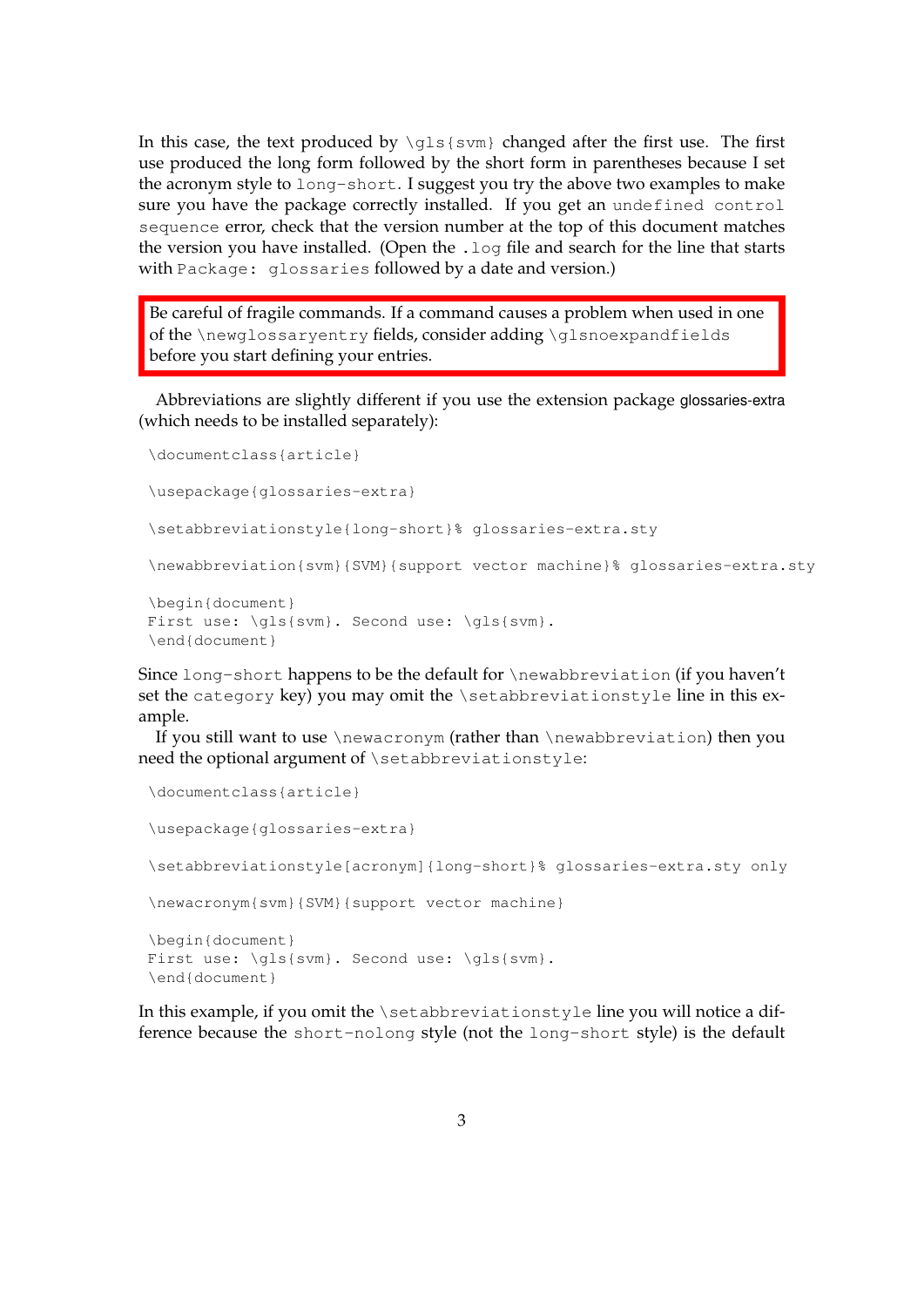In this case, the text produced by `\gls{svm}` changed after the first use. The first use produced the long form followed by the short form in parentheses because I set the acronym style to `long-short`. I suggest you try the above two examples to make sure you have the package correctly installed. If you get an `undefined control sequence` error, check that the version number at the top of this document matches the version you have installed. (Open the `.log` file and search for the line that starts with `Package: glossaries` followed by a date and version.)

> Be careful of fragile commands. If a command causes a problem when used in one of the `\newglossaryentry` fields, consider adding `\glsnoexpandfields` before you start defining your entries.

Abbreviations are slightly different if you use the extension package glossaries-extra (which needs to be installed separately):

```
\documentclass{article}

\usepackage{glossaries-extra}

\setabbreviationstyle{long-short}% glossaries-extra.sty

\newabbreviation{svm}{SVM}{support vector machine}% glossaries-extra.sty

\begin{document}
First use: \gls{svm}. Second use: \gls{svm}.
\end{document}
```

Since `long-short` happens to be the default for `\newabbreviation` (if you haven't set the `category` key) you may omit the `\setabbreviationstyle` line in this example.

If you still want to use `\newacronym` (rather than `\newabbreviation`) then you need the optional argument of `\setabbreviationstyle`:

```
\documentclass{article}

\usepackage{glossaries-extra}

\setabbreviationstyle[acronym]{long-short}% glossaries-extra.sty only

\newacronym{svm}{SVM}{support vector machine}

\begin{document}
First use: \gls{svm}. Second use: \gls{svm}.
\end{document}
```

In this example, if you omit the `\setabbreviationstyle` line you will notice a difference because the `short-nolong` style (not the `long-short` style) is the default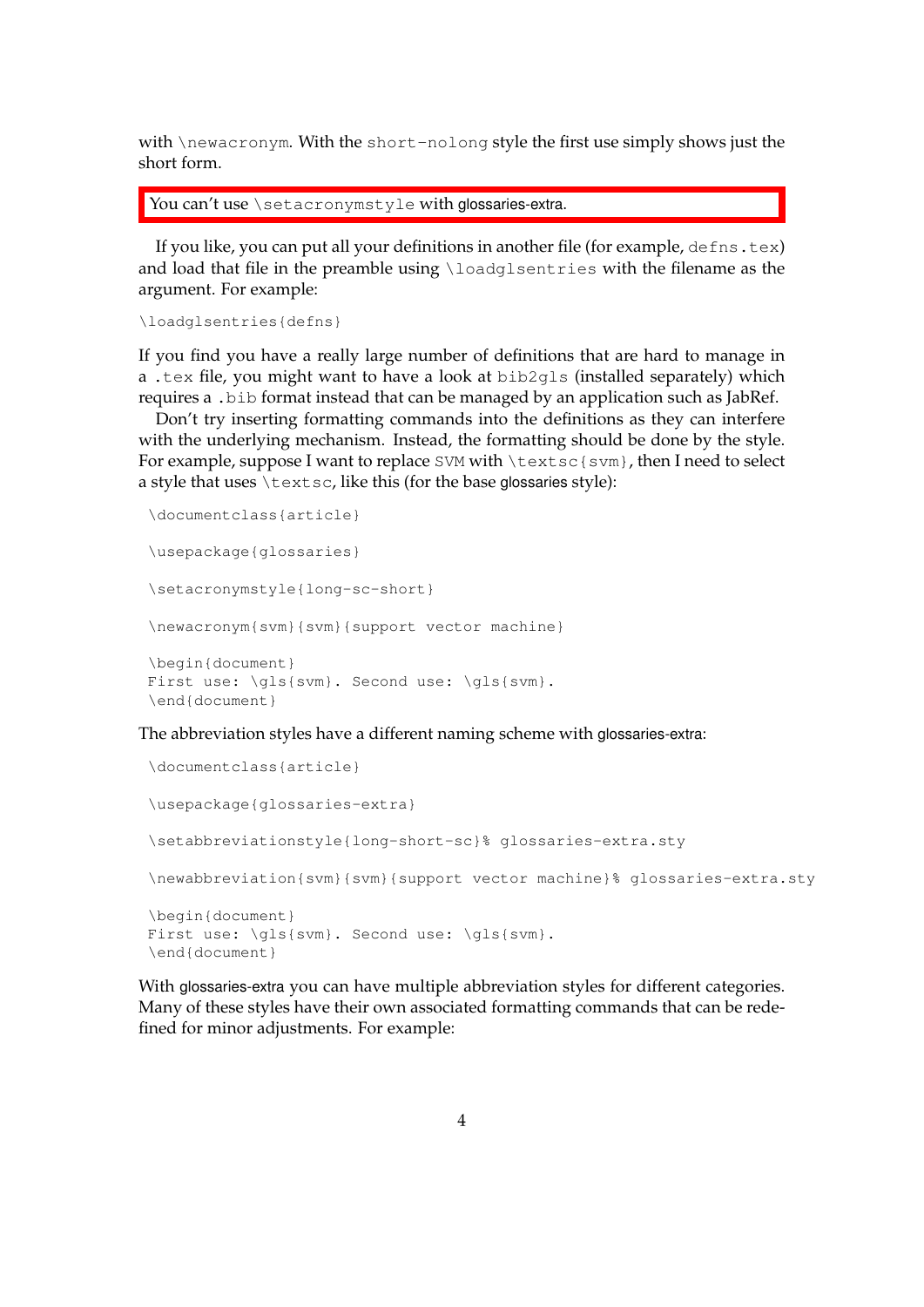with `\newacronym`. With the `short-nolong` style the first use simply shows just the short form.

> You can't use `\setacronymstyle` with glossaries-extra.

If you like, you can put all your definitions in another file (for example, `defns.tex`) and load that file in the preamble using `\loadglsentries` with the filename as the argument. For example:

```
\loadglsentries{defns}
```

If you find you have a really large number of definitions that are hard to manage in a `.tex` file, you might want to have a look at `bib2gls` (installed separately) which requires a `.bib` format instead that can be managed by an application such as JabRef.

Don't try inserting formatting commands into the definitions as they can interfere with the underlying mechanism. Instead, the formatting should be done by the style. For example, suppose I want to replace `SVM` with `\textsc{svm}`, then I need to select a style that uses `\textsc`, like this (for the base glossaries style):

```
\documentclass{article}

\usepackage{glossaries}

\setacronymstyle{long-sc-short}

\newacronym{svm}{svm}{support vector machine}

\begin{document}
First use: \gls{svm}. Second use: \gls{svm}.
\end{document}
```

The abbreviation styles have a different naming scheme with glossaries-extra:

```
\documentclass{article}

\usepackage{glossaries-extra}

\setabbreviationstyle{long-short-sc}% glossaries-extra.sty

\newabbreviation{svm}{svm}{support vector machine}% glossaries-extra.sty

\begin{document}
First use: \gls{svm}. Second use: \gls{svm}.
\end{document}
```

With glossaries-extra you can have multiple abbreviation styles for different categories. Many of these styles have their own associated formatting commands that can be redefined for minor adjustments. For example: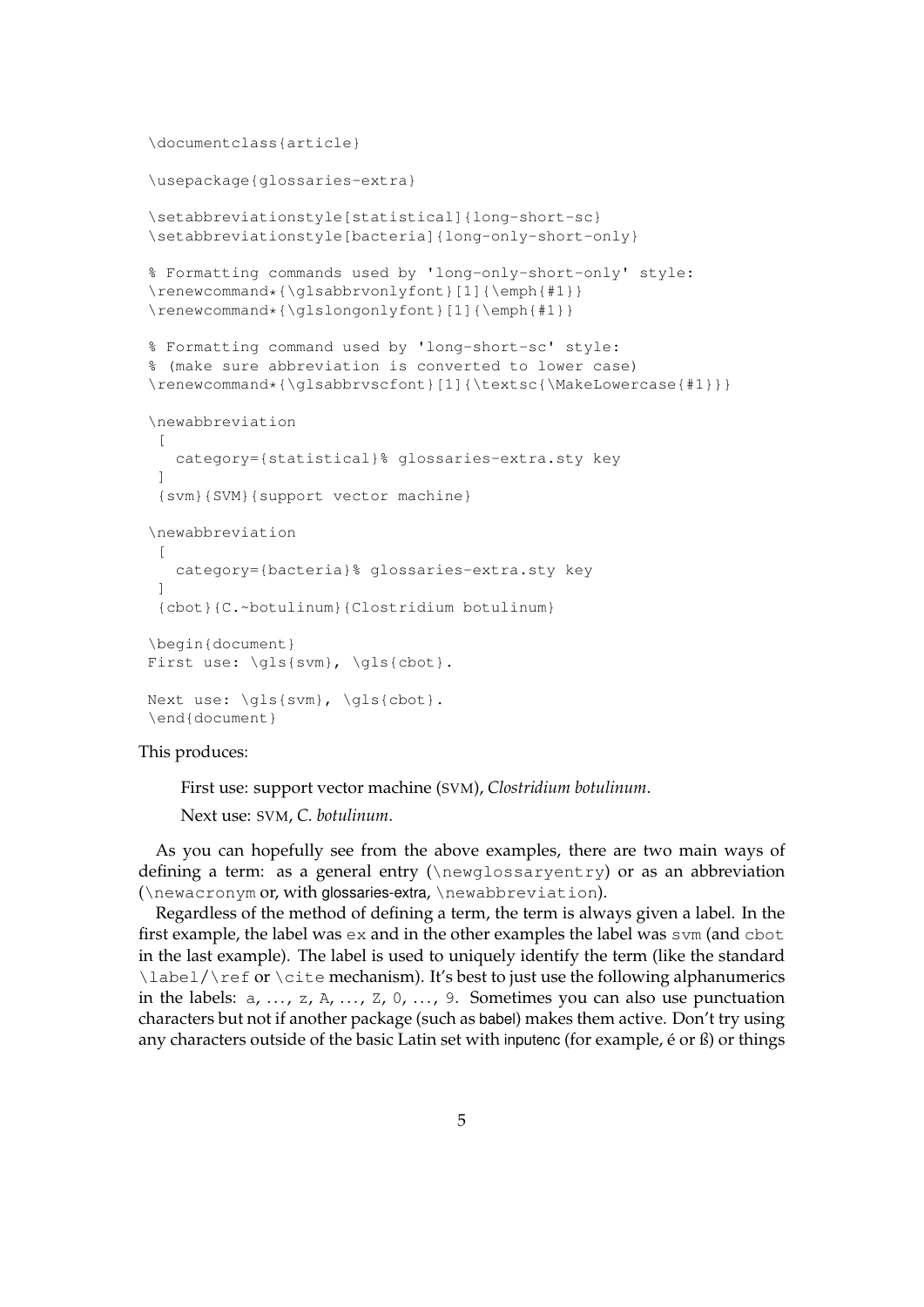```
\documentclass{article}

\usepackage{glossaries-extra}

\setabbreviationstyle[statistical]{long-short-sc}
\setabbreviationstyle[bacteria]{long-only-short-only}

% Formatting commands used by 'long-only-short-only' style:
\renewcommand*{\glsabbrvonlyfont}[1]{\emph{#1}}
\renewcommand*{\glslongonlyfont}[1]{\emph{#1}}

% Formatting command used by 'long-short-sc' style:
% (make sure abbreviation is converted to lower case)
\renewcommand*{\glsabbrvscfont}[1]{\textsc{\MakeLowercase{#1}}}

\newabbreviation
 [
   category={statistical}% glossaries-extra.sty key
 ]
 {svm}{SVM}{support vector machine}

\newabbreviation
 [
   category={bacteria}% glossaries-extra.sty key
 ]
 {cbot}{C.~botulinum}{Clostridium botulinum}

\begin{document}
First use: \gls{svm}, \gls{cbot}.

Next use: \gls{svm}, \gls{cbot}.
\end{document}
```

This produces:

> First use: support vector machine (SVM), *Clostridium botulinum*.
>
> Next use: SVM, *C. botulinum*.

As you can hopefully see from the above examples, there are two main ways of defining a term: as a general entry (`\newglossaryentry`) or as an abbreviation (`\newacronym` or, with glossaries-extra, `\newabbreviation`).

Regardless of the method of defining a term, the term is always given a label. In the first example, the label was `ex` and in the other examples the label was `svm` (and `cbot` in the last example). The label is used to uniquely identify the term (like the standard `\label`/`\ref` or `\cite` mechanism). It's best to just use the following alphanumerics in the labels: `a`, ..., `z`, `A`, ..., `Z`, `0`, ..., `9`. Sometimes you can also use punctuation characters but not if another package (such as babel) makes them active. Don't try using any characters outside of the basic Latin set with inputenc (for example, é or ß) or things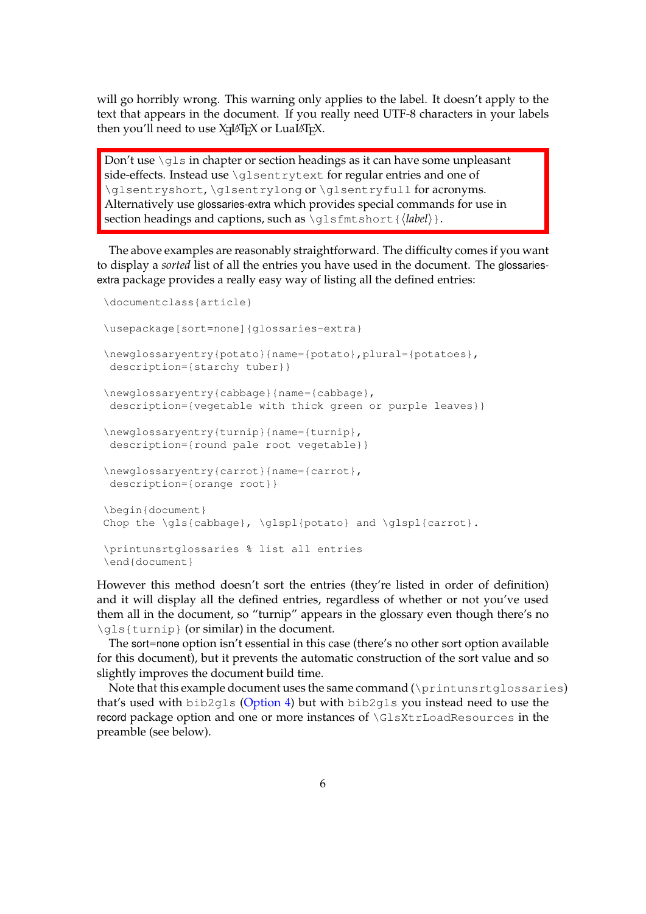will go horribly wrong. This warning only applies to the label. It doesn't apply to the text that appears in the document. If you really need UTF-8 characters in your labels then you'll need to use XƎLaTeX or LuaLaTeX.

> Don't use `\gls` in chapter or section headings as it can have some unpleasant side-effects. Instead use `\glsentrytext` for regular entries and one of `\glsentryshort`, `\glsentrylong` or `\glsentryfull` for acronyms. Alternatively use glossaries-extra which provides special commands for use in section headings and captions, such as `\glsfmtshort{⟨label⟩}`.

The above examples are reasonably straightforward. The difficulty comes if you want to display a *sorted* list of all the entries you have used in the document. The glossaries-extra package provides a really easy way of listing all the defined entries:

```
\documentclass{article}

\usepackage[sort=none]{glossaries-extra}

\newglossaryentry{potato}{name={potato},plural={potatoes},
 description={starchy tuber}}

\newglossaryentry{cabbage}{name={cabbage},
 description={vegetable with thick green or purple leaves}}

\newglossaryentry{turnip}{name={turnip},
 description={round pale root vegetable}}

\newglossaryentry{carrot}{name={carrot},
 description={orange root}}

\begin{document}
Chop the \gls{cabbage}, \glspl{potato} and \glspl{carrot}.

\printunsrtglossaries % list all entries
\end{document}
```

However this method doesn't sort the entries (they're listed in order of definition) and it will display all the defined entries, regardless of whether or not you've used them all in the document, so "turnip" appears in the glossary even though there's no `\gls{turnip}` (or similar) in the document.

The sort=none option isn't essential in this case (there's no other sort option available for this document), but it prevents the automatic construction of the sort value and so slightly improves the document build time.

Note that this example document uses the same command (`\printunsrtglossaries`) that's used with `bib2gls` (Option 4) but with `bib2gls` you instead need to use the record package option and one or more instances of `\GlsXtrLoadResources` in the preamble (see below).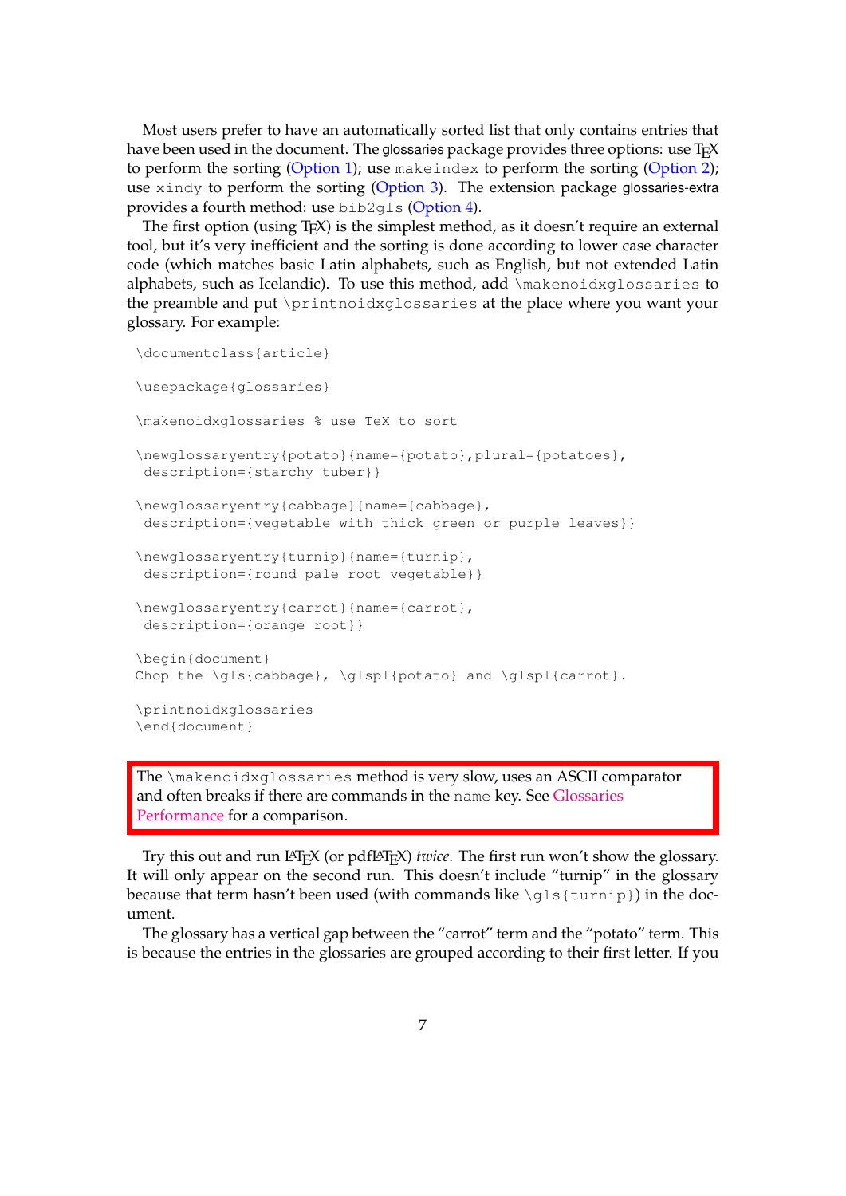Most users prefer to have an automatically sorted list that only contains entries that have been used in the document. The glossaries package provides three options: use TeX to perform the sorting (Option 1); use `makeindex` to perform the sorting (Option 2); use `xindy` to perform the sorting (Option 3). The extension package glossaries-extra provides a fourth method: use `bib2gls` (Option 4).

The first option (using TeX) is the simplest method, as it doesn't require an external tool, but it's very inefficient and the sorting is done according to lower case character code (which matches basic Latin alphabets, such as English, but not extended Latin alphabets, such as Icelandic). To use this method, add `\makenoidxglossaries` to the preamble and put `\printnoidxglossaries` at the place where you want your glossary. For example:

```
\documentclass{article}

\usepackage{glossaries}

\makenoidxglossaries % use TeX to sort

\newglossaryentry{potato}{name={potato},plural={potatoes},
 description={starchy tuber}}

\newglossaryentry{cabbage}{name={cabbage},
 description={vegetable with thick green or purple leaves}}

\newglossaryentry{turnip}{name={turnip},
 description={round pale root vegetable}}

\newglossaryentry{carrot}{name={carrot},
 description={orange root}}

\begin{document}
Chop the \gls{cabbage}, \glspl{potato} and \glspl{carrot}.

\printnoidxglossaries
\end{document}
```

> The `\makenoidxglossaries` method is very slow, uses an ASCII comparator and often breaks if there are commands in the `name` key. See Glossaries Performance for a comparison.

Try this out and run LaTeX (or pdfLaTeX) *twice*. The first run won't show the glossary. It will only appear on the second run. This doesn't include "turnip" in the glossary because that term hasn't been used (with commands like `\gls{turnip}`) in the document.

The glossary has a vertical gap between the "carrot" term and the "potato" term. This is because the entries in the glossaries are grouped according to their first letter. If you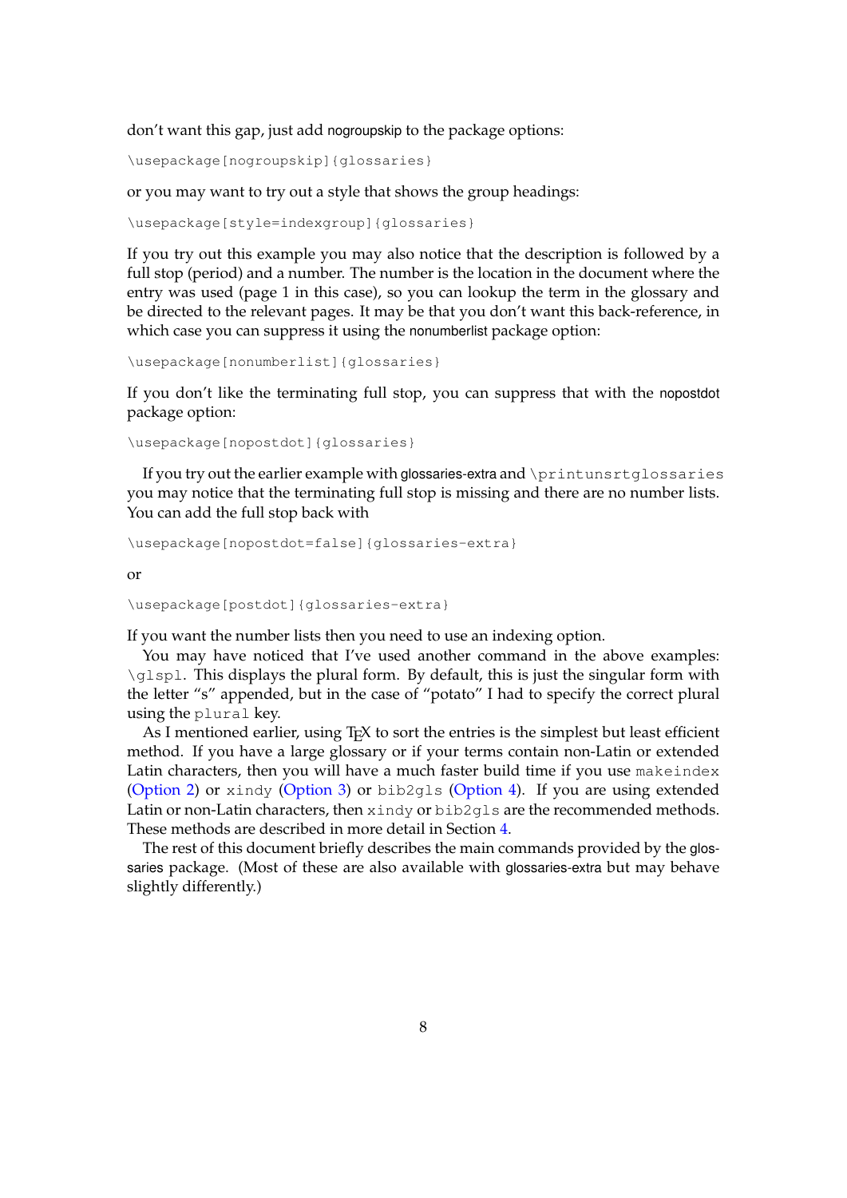don't want this gap, just add nogroupskip to the package options:

```
\usepackage[nogroupskip]{glossaries}
```

or you may want to try out a style that shows the group headings:

```
\usepackage[style=indexgroup]{glossaries}
```

If you try out this example you may also notice that the description is followed by a full stop (period) and a number. The number is the location in the document where the entry was used (page 1 in this case), so you can lookup the term in the glossary and be directed to the relevant pages. It may be that you don't want this back-reference, in which case you can suppress it using the nonumberlist package option:

```
\usepackage[nonumberlist]{glossaries}
```

If you don't like the terminating full stop, you can suppress that with the nopostdot package option:

```
\usepackage[nopostdot]{glossaries}
```

If you try out the earlier example with glossaries-extra and `\printunsrtglossaries` you may notice that the terminating full stop is missing and there are no number lists. You can add the full stop back with

```
\usepackage[nopostdot=false]{glossaries-extra}
```

or

```
\usepackage[postdot]{glossaries-extra}
```

If you want the number lists then you need to use an indexing option.

You may have noticed that I've used another command in the above examples: `\glspl`. This displays the plural form. By default, this is just the singular form with the letter "s" appended, but in the case of "potato" I had to specify the correct plural using the `plural` key.

As I mentioned earlier, using TeX to sort the entries is the simplest but least efficient method. If you have a large glossary or if your terms contain non-Latin or extended Latin characters, then you will have a much faster build time if you use `makeindex` (Option 2) or `xindy` (Option 3) or `bib2gls` (Option 4). If you are using extended Latin or non-Latin characters, then `xindy` or `bib2gls` are the recommended methods. These methods are described in more detail in Section 4.

The rest of this document briefly describes the main commands provided by the glossaries package. (Most of these are also available with glossaries-extra but may behave slightly differently.)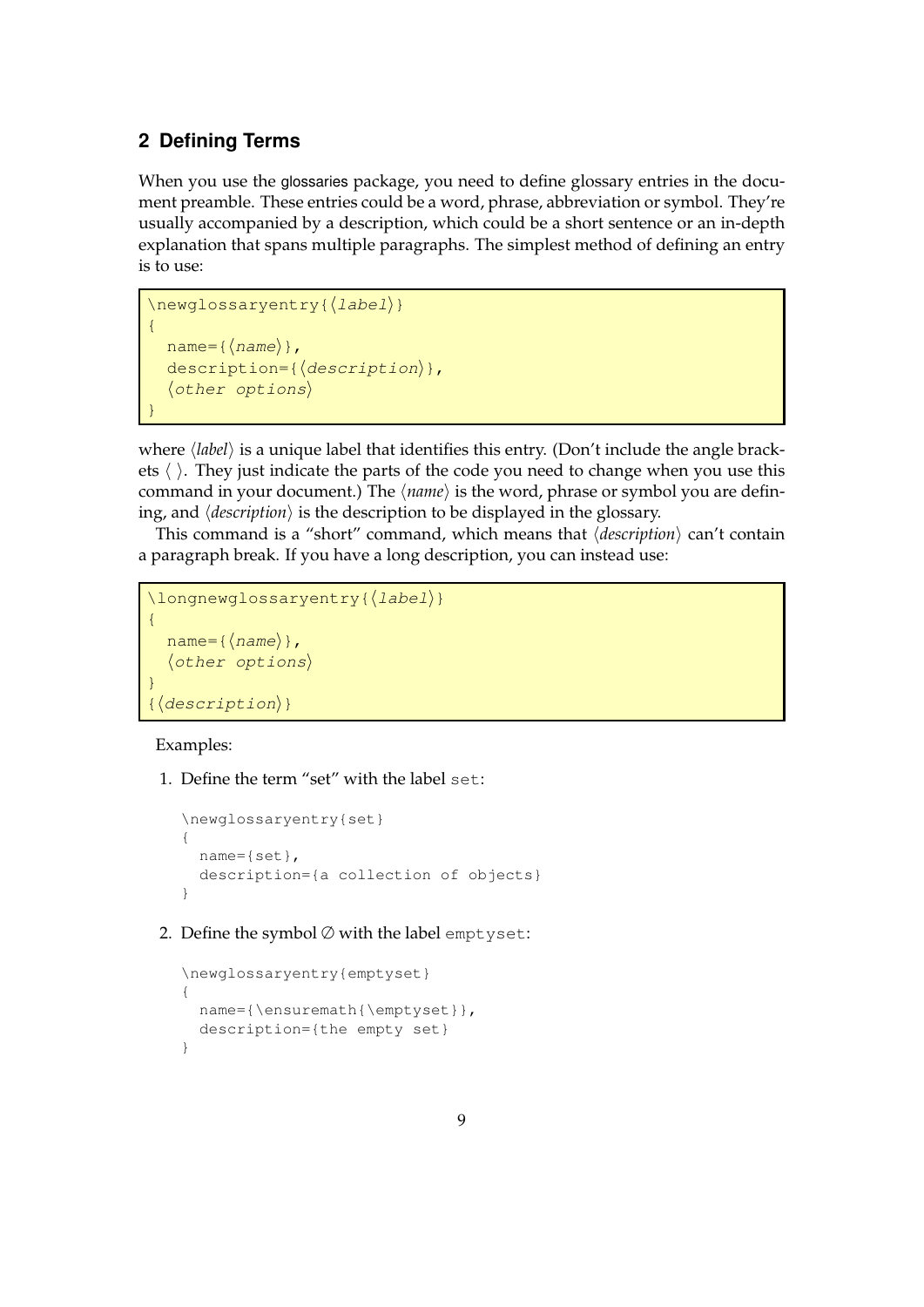## 2 Defining Terms

When you use the glossaries package, you need to define glossary entries in the document preamble. These entries could be a word, phrase, abbreviation or symbol. They're usually accompanied by a description, which could be a short sentence or an in-depth explanation that spans multiple paragraphs. The simplest method of defining an entry is to use:

```
\newglossaryentry{⟨label⟩}
{
  name={⟨name⟩},
  description={⟨description⟩},
  ⟨other options⟩
}
```

where ⟨*label*⟩ is a unique label that identifies this entry. (Don't include the angle brackets ⟨ ⟩. They just indicate the parts of the code you need to change when you use this command in your document.) The ⟨*name*⟩ is the word, phrase or symbol you are defining, and ⟨*description*⟩ is the description to be displayed in the glossary.

This command is a "short" command, which means that ⟨*description*⟩ can't contain a paragraph break. If you have a long description, you can instead use:

```
\longnewglossaryentry{⟨label⟩}
{
  name={⟨name⟩},
  ⟨other options⟩
}
{⟨description⟩}
```

Examples:

1. Define the term "set" with the label `set`:

```
\newglossaryentry{set}
{
  name={set},
  description={a collection of objects}
}
```

2. Define the symbol ∅ with the label `emptyset`:

```
\newglossaryentry{emptyset}
{
  name={\ensuremath{\emptyset}},
  description={the empty set}
}
```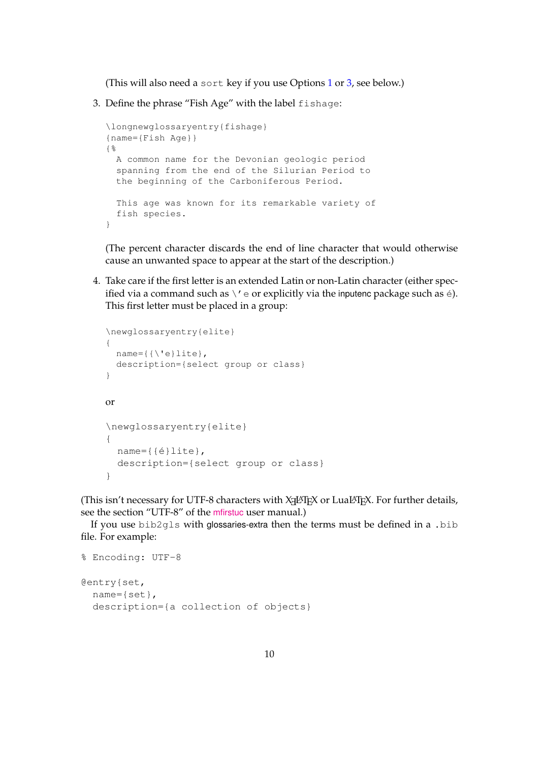(This will also need a `sort` key if you use Options 1 or 3, see below.)

3. Define the phrase "Fish Age" with the label `fishage`:

   ```
   \longnewglossaryentry{fishage}
   {name={Fish Age}}
   {%
     A common name for the Devonian geologic period
     spanning from the end of the Silurian Period to
     the beginning of the Carboniferous Period.

     This age was known for its remarkable variety of
     fish species.
   }
   ```

   (The percent character discards the end of line character that would otherwise cause an unwanted space to appear at the start of the description.)

4. Take care if the first letter is an extended Latin or non-Latin character (either specified via a command such as `\'e` or explicitly via the inputenc package such as é). This first letter must be placed in a group:

   ```
   \newglossaryentry{elite}
   {
     name={{\'e}lite},
     description={select group or class}
   }
   ```

   or

   ```
   \newglossaryentry{elite}
   {
     name={{é}lite},
     description={select group or class}
   }
   ```

(This isn't necessary for UTF-8 characters with XeLaTeX or LuaLaTeX. For further details, see the section "UTF-8" of the mfirstuc user manual.)

If you use `bib2gls` with glossaries-extra then the terms must be defined in a `.bib` file. For example:

```
% Encoding: UTF-8

@entry{set,
  name={set},
  description={a collection of objects}
```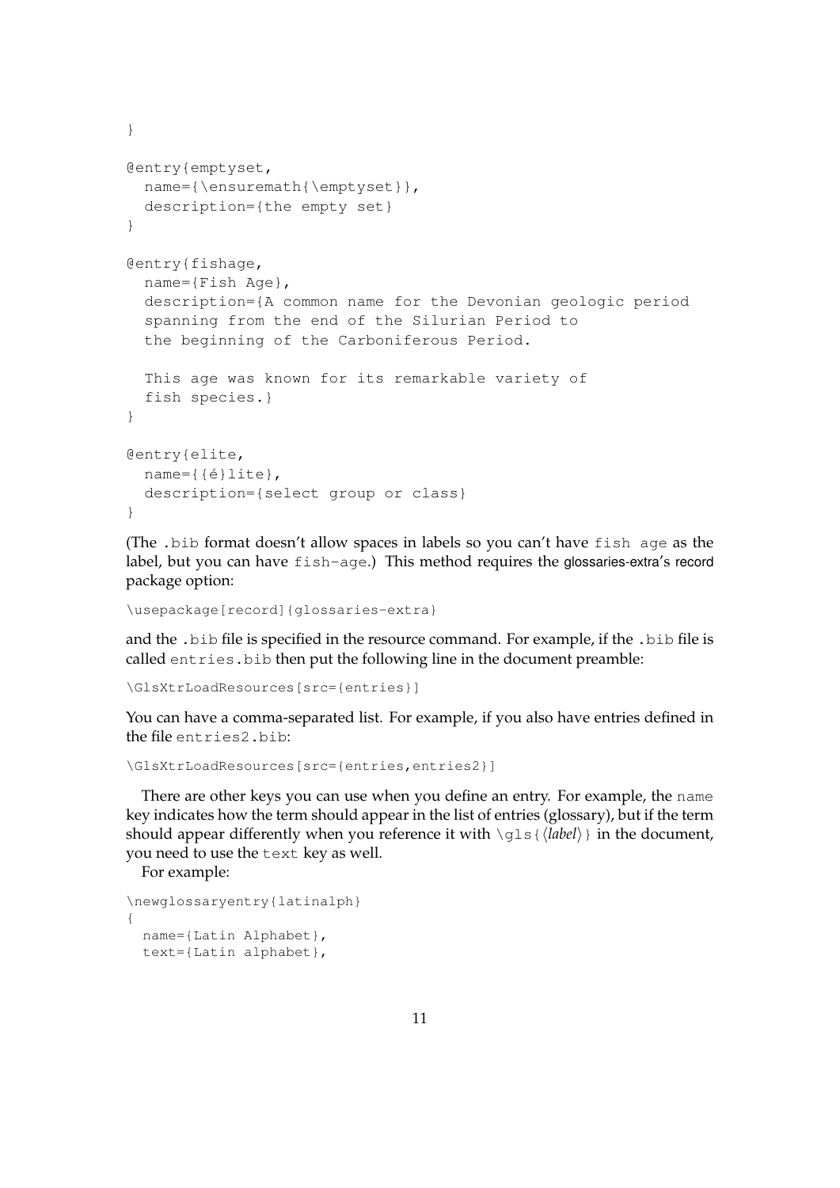```
}

@entry{emptyset,
  name={\ensuremath{\emptyset}},
  description={the empty set}
}

@entry{fishage,
  name={Fish Age},
  description={A common name for the Devonian geologic period
  spanning from the end of the Silurian Period to
  the beginning of the Carboniferous Period.

  This age was known for its remarkable variety of
  fish species.}
}

@entry{elite,
  name={{é}lite},
  description={select group or class}
}
```

(The `.bib` format doesn't allow spaces in labels so you can't have `fish age` as the label, but you can have `fish-age`.) This method requires the glossaries-extra's record package option:

```
\usepackage[record]{glossaries-extra}
```

and the `.bib` file is specified in the resource command. For example, if the `.bib` file is called `entries.bib` then put the following line in the document preamble:

```
\GlsXtrLoadResources[src={entries}]
```

You can have a comma-separated list. For example, if you also have entries defined in the file `entries2.bib`:

```
\GlsXtrLoadResources[src={entries,entries2}]
```

There are other keys you can use when you define an entry. For example, the `name` key indicates how the term should appear in the list of entries (glossary), but if the term should appear differently when you reference it with `\gls{`⟨*label*⟩`}` in the document, you need to use the `text` key as well.

For example:

```
\newglossaryentry{latinalph}
{
  name={Latin Alphabet},
  text={Latin alphabet},
```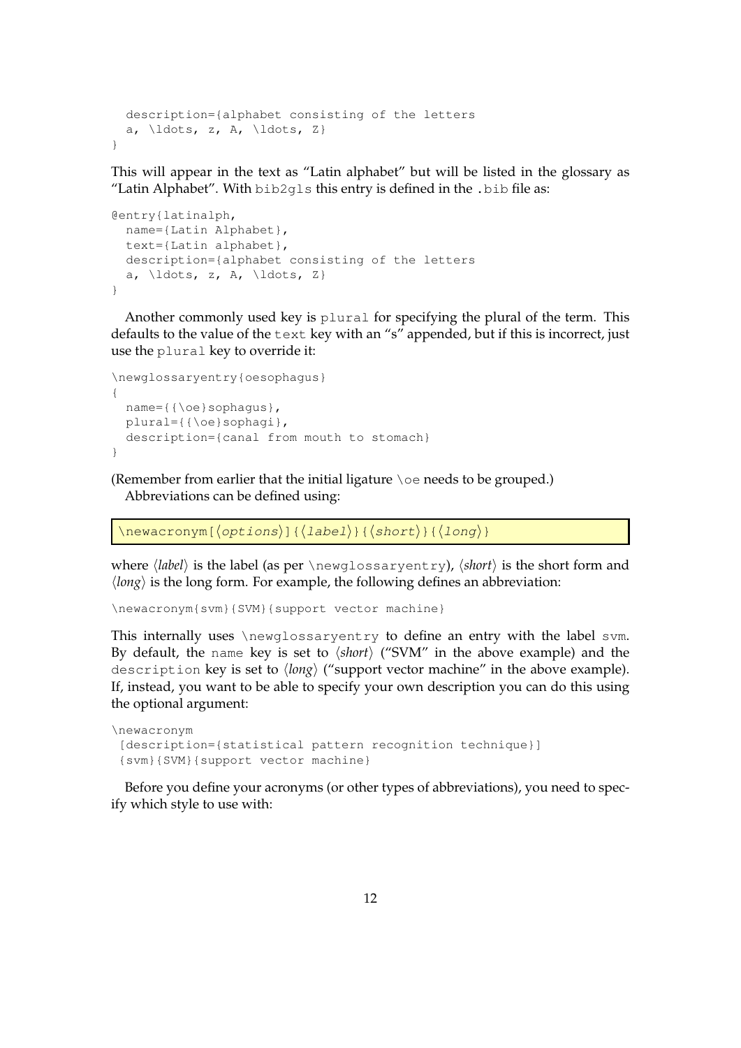```
  description={alphabet consisting of the letters
  a, \ldots, z, A, \ldots, Z}
}
```

This will appear in the text as "Latin alphabet" but will be listed in the glossary as "Latin Alphabet". With `bib2gls` this entry is defined in the `.bib` file as:

```
@entry{latinalph,
  name={Latin Alphabet},
  text={Latin alphabet},
  description={alphabet consisting of the letters
  a, \ldots, z, A, \ldots, Z}
}
```

Another commonly used key is `plural` for specifying the plural of the term. This defaults to the value of the `text` key with an "s" appended, but if this is incorrect, just use the `plural` key to override it:

```
\newglossaryentry{oesophagus}
{
  name={{\oe}sophagus},
  plural={{\oe}sophagi},
  description={canal from mouth to stomach}
}
```

(Remember from earlier that the initial ligature `\oe` needs to be grouped.)
Abbreviations can be defined using:

```
\newacronym[⟨options⟩]{⟨label⟩}{⟨short⟩}{⟨long⟩}
```

where ⟨*label*⟩ is the label (as per `\newglossaryentry`), ⟨*short*⟩ is the short form and ⟨*long*⟩ is the long form. For example, the following defines an abbreviation:

```
\newacronym{svm}{SVM}{support vector machine}
```

This internally uses `\newglossaryentry` to define an entry with the label `svm`. By default, the `name` key is set to ⟨*short*⟩ ("SVM" in the above example) and the `description` key is set to ⟨*long*⟩ ("support vector machine" in the above example). If, instead, you want to be able to specify your own description you can do this using the optional argument:

```
\newacronym
 [description={statistical pattern recognition technique}]
 {svm}{SVM}{support vector machine}
```

Before you define your acronyms (or other types of abbreviations), you need to specify which style to use with: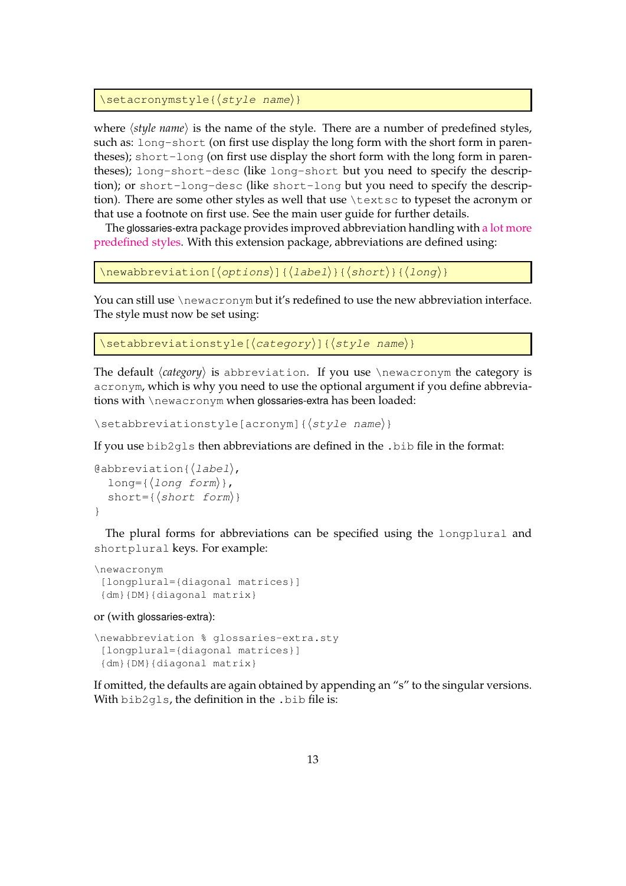```
\setacronymstyle{⟨style name⟩}
```

where ⟨*style name*⟩ is the name of the style. There are a number of predefined styles, such as: `long-short` (on first use display the long form with the short form in parentheses); `short-long` (on first use display the short form with the long form in parentheses); `long-short-desc` (like `long-short` but you need to specify the description); or `short-long-desc` (like `short-long` but you need to specify the description). There are some other styles as well that use `\textsc` to typeset the acronym or that use a footnote on first use. See the main user guide for further details.

The glossaries-extra package provides improved abbreviation handling with a lot more predefined styles. With this extension package, abbreviations are defined using:

```
\newabbreviation[⟨options⟩]{⟨label⟩}{⟨short⟩}{⟨long⟩}
```

You can still use `\newacronym` but it's redefined to use the new abbreviation interface. The style must now be set using:

```
\setabbreviationstyle[⟨category⟩]{⟨style name⟩}
```

The default ⟨*category*⟩ is `abbreviation`. If you use `\newacronym` the category is `acronym`, which is why you need to use the optional argument if you define abbreviations with `\newacronym` when glossaries-extra has been loaded:

```
\setabbreviationstyle[acronym]{⟨style name⟩}
```

If you use `bib2gls` then abbreviations are defined in the `.bib` file in the format:

```
@abbreviation{⟨label⟩,
  long={⟨long form⟩},
  short={⟨short form⟩}
}
```

The plural forms for abbreviations can be specified using the `longplural` and `shortplural` keys. For example:

```
\newacronym
 [longplural={diagonal matrices}]
 {dm}{DM}{diagonal matrix}
```

or (with glossaries-extra):

```
\newabbreviation % glossaries-extra.sty
 [longplural={diagonal matrices}]
 {dm}{DM}{diagonal matrix}
```

If omitted, the defaults are again obtained by appending an "s" to the singular versions. With `bib2gls`, the definition in the `.bib` file is: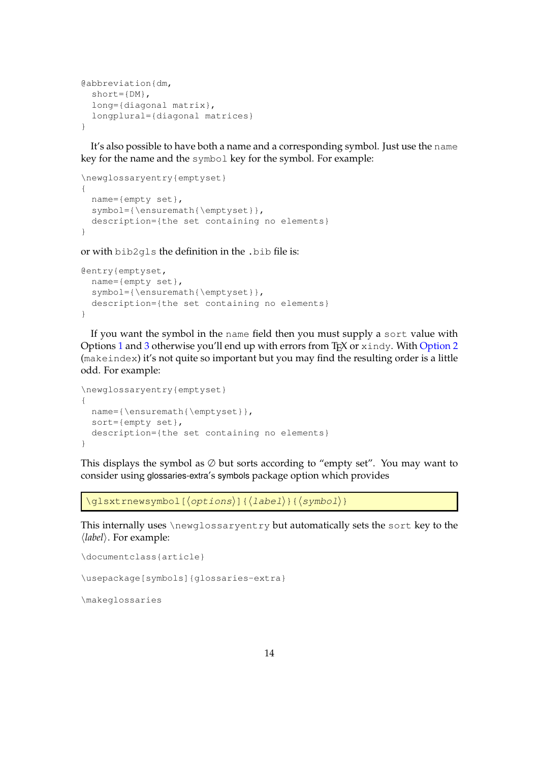```
@abbreviation{dm,
  short={DM},
  long={diagonal matrix},
  longplural={diagonal matrices}
}
```

It's also possible to have both a name and a corresponding symbol. Just use the `name` key for the name and the `symbol` key for the symbol. For example:

```
\newglossaryentry{emptyset}
{
  name={empty set},
  symbol={\ensuremath{\emptyset}},
  description={the set containing no elements}
}
```

or with `bib2gls` the definition in the `.bib` file is:

```
@entry{emptyset,
  name={empty set},
  symbol={\ensuremath{\emptyset}},
  description={the set containing no elements}
}
```

If you want the symbol in the `name` field then you must supply a `sort` value with Options 1 and 3 otherwise you'll end up with errors from TEX or `xindy`. With Option 2 (`makeindex`) it's not quite so important but you may find the resulting order is a little odd. For example:

```
\newglossaryentry{emptyset}
{
  name={\ensuremath{\emptyset}},
  sort={empty set},
  description={the set containing no elements}
}
```

This displays the symbol as ∅ but sorts according to "empty set". You may want to consider using glossaries-extra's symbols package option which provides

```
\glsxtrnewsymbol[⟨options⟩]{⟨label⟩}{⟨symbol⟩}
```

This internally uses `\newglossaryentry` but automatically sets the `sort` key to the ⟨*label*⟩. For example:

```
\documentclass{article}

\usepackage[symbols]{glossaries-extra}

\makeglossaries
```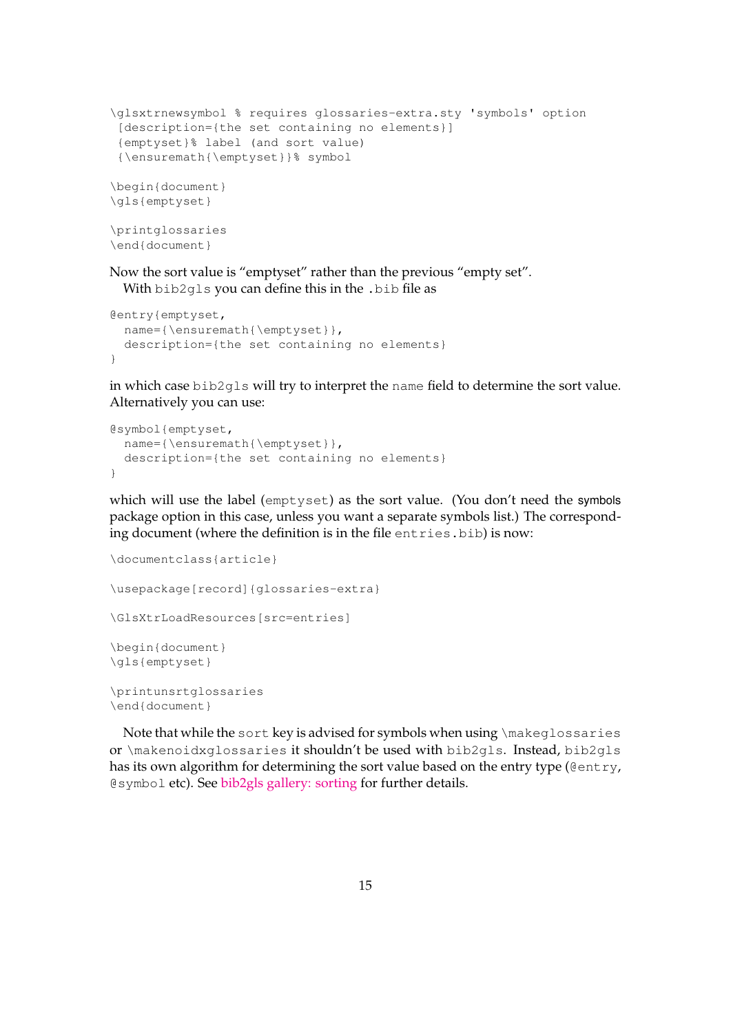```
\glsxtrnewsymbol % requires glossaries-extra.sty 'symbols' option
 [description={the set containing no elements}]
 {emptyset}% label (and sort value)
 {\ensuremath{\emptyset}}% symbol

\begin{document}
\gls{emptyset}

\printglossaries
\end{document}
```

Now the sort value is “emptyset” rather than the previous “empty set”.

With `bib2gls` you can define this in the `.bib` file as

```
@entry{emptyset,
  name={\ensuremath{\emptyset}},
  description={the set containing no elements}
}
```

in which case `bib2gls` will try to interpret the `name` field to determine the sort value. Alternatively you can use:

```
@symbol{emptyset,
  name={\ensuremath{\emptyset}},
  description={the set containing no elements}
}
```

which will use the label (`emptyset`) as the sort value. (You don't need the symbols package option in this case, unless you want a separate symbols list.) The corresponding document (where the definition is in the file `entries.bib`) is now:

```
\documentclass{article}

\usepackage[record]{glossaries-extra}

\GlsXtrLoadResources[src=entries]

\begin{document}
\gls{emptyset}

\printunsrtglossaries
\end{document}
```

Note that while the `sort` key is advised for symbols when using `\makeglossaries` or `\makenoidxglossaries` it shouldn't be used with `bib2gls`. Instead, `bib2gls` has its own algorithm for determining the sort value based on the entry type (`@entry`, `@symbol` etc). See bib2gls gallery: sorting for further details.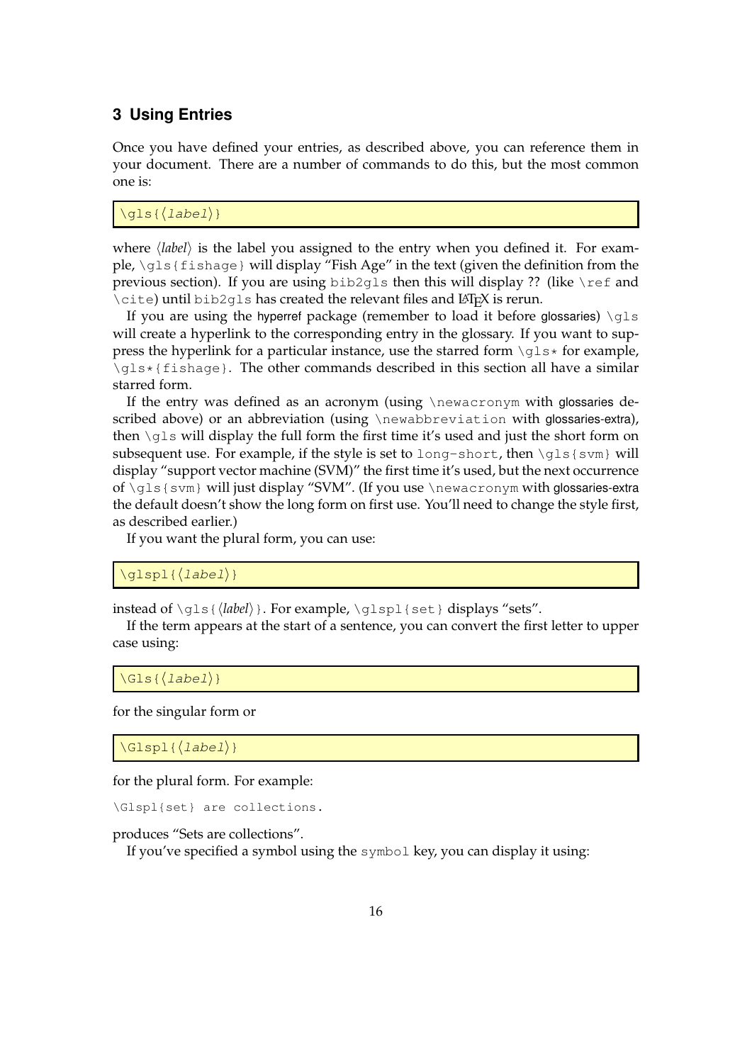## 3 Using Entries

Once you have defined your entries, as described above, you can reference them in your document. There are a number of commands to do this, but the most common one is:

```
\gls{⟨label⟩}
```

where ⟨*label*⟩ is the label you assigned to the entry when you defined it. For example, `\gls{fishage}` will display "Fish Age" in the text (given the definition from the previous section). If you are using `bib2gls` then this will display ?? (like `\ref` and `\cite`) until `bib2gls` has created the relevant files and LaTeX is rerun.

If you are using the hyperref package (remember to load it before glossaries) `\gls` will create a hyperlink to the corresponding entry in the glossary. If you want to suppress the hyperlink for a particular instance, use the starred form `\gls*` for example, `\gls*{fishage}`. The other commands described in this section all have a similar starred form.

If the entry was defined as an acronym (using `\newacronym` with glossaries described above) or an abbreviation (using `\newabbreviation` with glossaries-extra), then `\gls` will display the full form the first time it's used and just the short form on subsequent use. For example, if the style is set to `long-short`, then `\gls{svm}` will display "support vector machine (SVM)" the first time it's used, but the next occurrence of `\gls{svm}` will just display "SVM". (If you use `\newacronym` with glossaries-extra the default doesn't show the long form on first use. You'll need to change the style first, as described earlier.)

If you want the plural form, you can use:

```
\glspl{⟨label⟩}
```

instead of `\gls{⟨label⟩}`. For example, `\glspl{set}` displays "sets".

If the term appears at the start of a sentence, you can convert the first letter to upper case using:

```
\Gls{⟨label⟩}
```

for the singular form or

```
\Glspl{⟨label⟩}
```

for the plural form. For example:

```
\Glspl{set} are collections.
```

produces "Sets are collections".

If you've specified a symbol using the `symbol` key, you can display it using: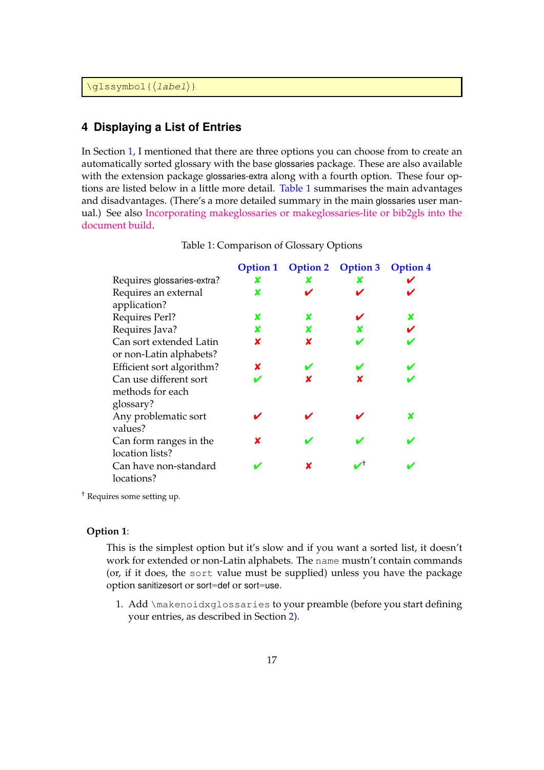```
\glssymbol{⟨label⟩}
```

## 4 Displaying a List of Entries

In Section 1, I mentioned that there are three options you can choose from to create an automatically sorted glossary with the base glossaries package. These are also available with the extension package glossaries-extra along with a fourth option. These four options are listed below in a little more detail. Table 1 summarises the main advantages and disadvantages. (There's a more detailed summary in the main glossaries user manual.) See also Incorporating makeglossaries or makeglossaries-lite or bib2gls into the document build.

Table 1: Comparison of Glossary Options

| | Option 1 | Option 2 | Option 3 | Option 4 |
|---|---|---|---|---|
| Requires glossaries-extra? | ✘ | ✘ | ✘ | ✔ |
| Requires an external application? | ✘ | ✔ | ✔ | ✔ |
| Requires Perl? | ✘ | ✘ | ✔ | ✘ |
| Requires Java? | ✘ | ✘ | ✘ | ✔ |
| Can sort extended Latin or non-Latin alphabets? | ✘ | ✘ | ✔ | ✔ |
| Efficient sort algorithm? | ✘ | ✔ | ✔ | ✔ |
| Can use different sort methods for each glossary? | ✔ | ✘ | ✘ | ✔ |
| Any problematic sort values? | ✔ | ✔ | ✔ | ✘ |
| Can form ranges in the location lists? | ✘ | ✔ | ✔ | ✔ |
| Can have non-standard locations? | ✔ | ✘ | ✔† | ✔ |

† Requires some setting up.

**Option 1**:

This is the simplest option but it's slow and if you want a sorted list, it doesn't work for extended or non-Latin alphabets. The `name` mustn't contain commands (or, if it does, the `sort` value must be supplied) unless you have the package option sanitizesort or sort=def or sort=use.

1. Add `\makenoidxglossaries` to your preamble (before you start defining your entries, as described in Section 2).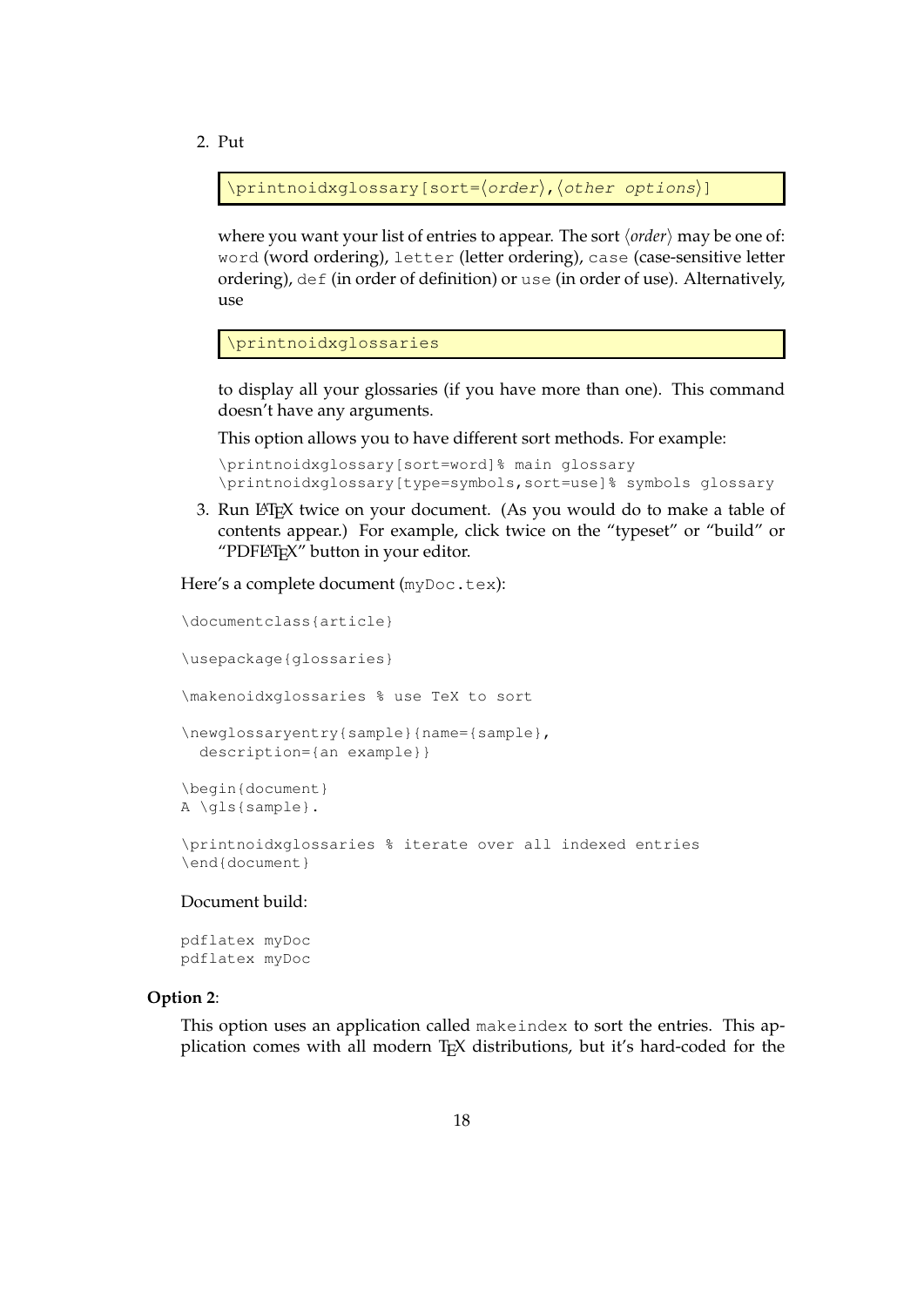2. Put

   ```
   \printnoidxglossary[sort=⟨order⟩,⟨other options⟩]
   ```

   where you want your list of entries to appear. The sort ⟨*order*⟩ may be one of: `word` (word ordering), `letter` (letter ordering), `case` (case-sensitive letter ordering), `def` (in order of definition) or `use` (in order of use). Alternatively, use

   ```
   \printnoidxglossaries
   ```

   to display all your glossaries (if you have more than one). This command doesn't have any arguments.

   This option allows you to have different sort methods. For example:

   ```
   \printnoidxglossary[sort=word]% main glossary
   \printnoidxglossary[type=symbols,sort=use]% symbols glossary
   ```

3. Run LaTeX twice on your document. (As you would do to make a table of contents appear.) For example, click twice on the "typeset" or "build" or "PDFLaTeX" button in your editor.

Here's a complete document (`myDoc.tex`):

```
\documentclass{article}

\usepackage{glossaries}

\makenoidxglossaries % use TeX to sort

\newglossaryentry{sample}{name={sample},
  description={an example}}

\begin{document}
A \gls{sample}.

\printnoidxglossaries % iterate over all indexed entries
\end{document}
```

Document build:

```
pdflatex myDoc
pdflatex myDoc
```

**Option 2**:

This option uses an application called `makeindex` to sort the entries. This application comes with all modern TeX distributions, but it's hard-coded for the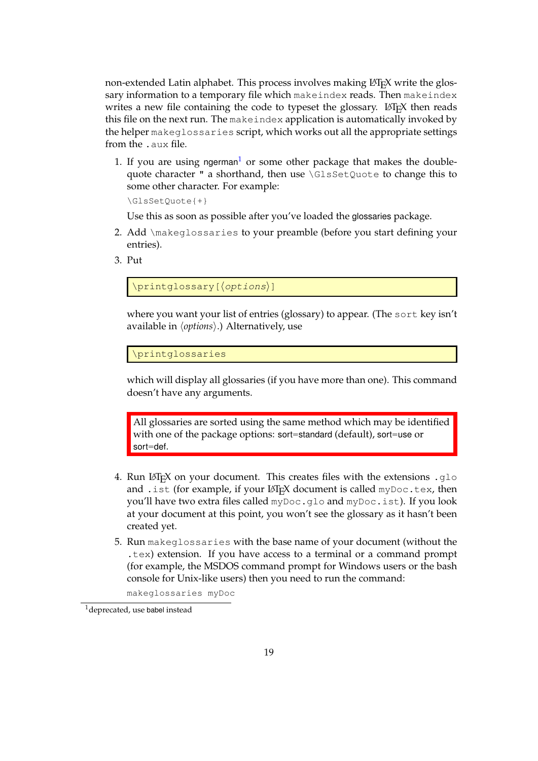non-extended Latin alphabet. This process involves making LaTeX write the glossary information to a temporary file which `makeindex` reads. Then `makeindex` writes a new file containing the code to typeset the glossary. LaTeX then reads this file on the next run. The `makeindex` application is automatically invoked by the helper `makeglossaries` script, which works out all the appropriate settings from the `.aux` file.

1. If you are using ngerman[1] or some other package that makes the double-quote character `"` a shorthand, then use `\GlsSetQuote` to change this to some other character. For example:

   ```
   \GlsSetQuote{+}
   ```

   Use this as soon as possible after you've loaded the glossaries package.

2. Add `\makeglossaries` to your preamble (before you start defining your entries).

3. Put

   ```
   \printglossary[⟨options⟩]
   ```

   where you want your list of entries (glossary) to appear. (The `sort` key isn't available in ⟨*options*⟩.) Alternatively, use

   ```
   \printglossaries
   ```

   which will display all glossaries (if you have more than one). This command doesn't have any arguments.

   > All glossaries are sorted using the same method which may be identified with one of the package options: sort=standard (default), sort=use or sort=def.

4. Run LaTeX on your document. This creates files with the extensions `.glo` and `.ist` (for example, if your LaTeX document is called `myDoc.tex`, then you'll have two extra files called `myDoc.glo` and `myDoc.ist`). If you look at your document at this point, you won't see the glossary as it hasn't been created yet.

5. Run `makeglossaries` with the base name of your document (without the `.tex`) extension. If you have access to a terminal or a command prompt (for example, the MSDOS command prompt for Windows users or the bash console for Unix-like users) then you need to run the command:

   ```
   makeglossaries myDoc
   ```

[1] deprecated, use babel instead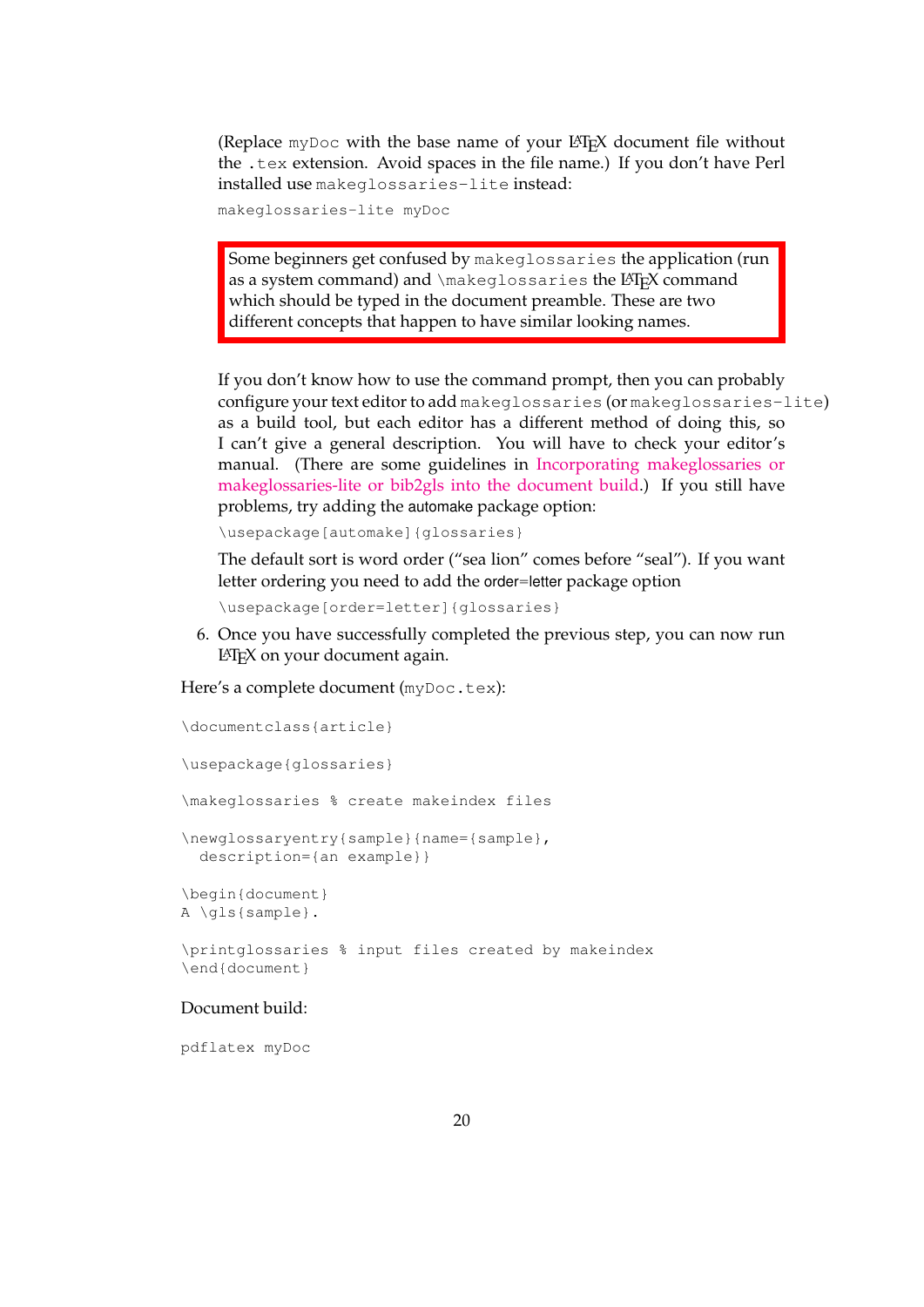(Replace `myDoc` with the base name of your LaTeX document file without the `.tex` extension. Avoid spaces in the file name.) If you don't have Perl installed use `makeglossaries-lite` instead:

```
makeglossaries-lite myDoc
```

> Some beginners get confused by `makeglossaries` the application (run as a system command) and `\makeglossaries` the LaTeX command which should be typed in the document preamble. These are two different concepts that happen to have similar looking names.

If you don't know how to use the command prompt, then you can probably configure your text editor to add `makeglossaries` (or `makeglossaries-lite`) as a build tool, but each editor has a different method of doing this, so I can't give a general description. You will have to check your editor's manual. (There are some guidelines in Incorporating makeglossaries or makeglossaries-lite or bib2gls into the document build.) If you still have problems, try adding the automake package option:

```
\usepackage[automake]{glossaries}
```

The default sort is word order ("sea lion" comes before "seal"). If you want letter ordering you need to add the order=letter package option

```
\usepackage[order=letter]{glossaries}
```

6. Once you have successfully completed the previous step, you can now run LaTeX on your document again.

Here's a complete document (`myDoc.tex`):

```
\documentclass{article}

\usepackage{glossaries}

\makeglossaries % create makeindex files

\newglossaryentry{sample}{name={sample},
  description={an example}}

\begin{document}
A \gls{sample}.

\printglossaries % input files created by makeindex
\end{document}
```

Document build:

```
pdflatex myDoc
```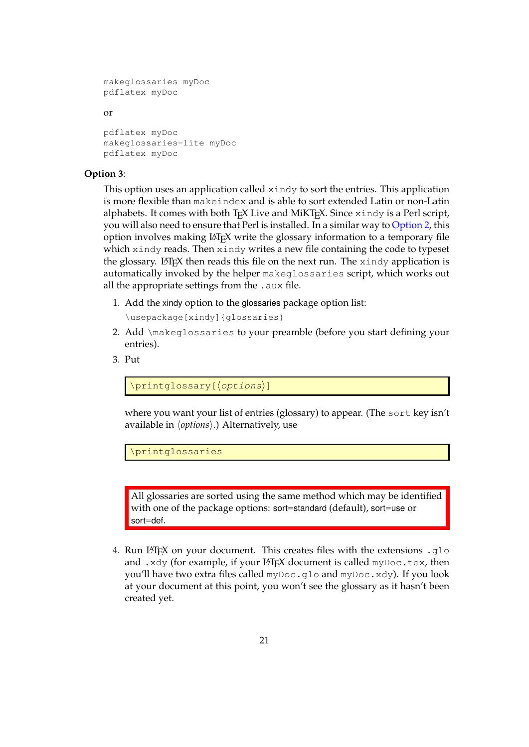```
makeglossaries myDoc
pdflatex myDoc
```

or

```
pdflatex myDoc
makeglossaries-lite myDoc
pdflatex myDoc
```

**Option 3**:

This option uses an application called `xindy` to sort the entries. This application is more flexible than `makeindex` and is able to sort extended Latin or non-Latin alphabets. It comes with both TEX Live and MiKTEX. Since `xindy` is a Perl script, you will also need to ensure that Perl is installed. In a similar way to Option 2, this option involves making LATEX write the glossary information to a temporary file which `xindy` reads. Then `xindy` writes a new file containing the code to typeset the glossary. LATEX then reads this file on the next run. The `xindy` application is automatically invoked by the helper `makeglossaries` script, which works out all the appropriate settings from the `.aux` file.

1. Add the xindy option to the glossaries package option list:

   `\usepackage[xindy]{glossaries}`

2. Add `\makeglossaries` to your preamble (before you start defining your entries).

3. Put

   ```
   \printglossary[⟨options⟩]
   ```

   where you want your list of entries (glossary) to appear. (The `sort` key isn't available in ⟨*options*⟩.) Alternatively, use

   ```
   \printglossaries
   ```

   All glossaries are sorted using the same method which may be identified with one of the package options: sort=standard (default), sort=use or sort=def.

4. Run LATEX on your document. This creates files with the extensions `.glo` and `.xdy` (for example, if your LATEX document is called `myDoc.tex`, then you'll have two extra files called `myDoc.glo` and `myDoc.xdy`). If you look at your document at this point, you won't see the glossary as it hasn't been created yet.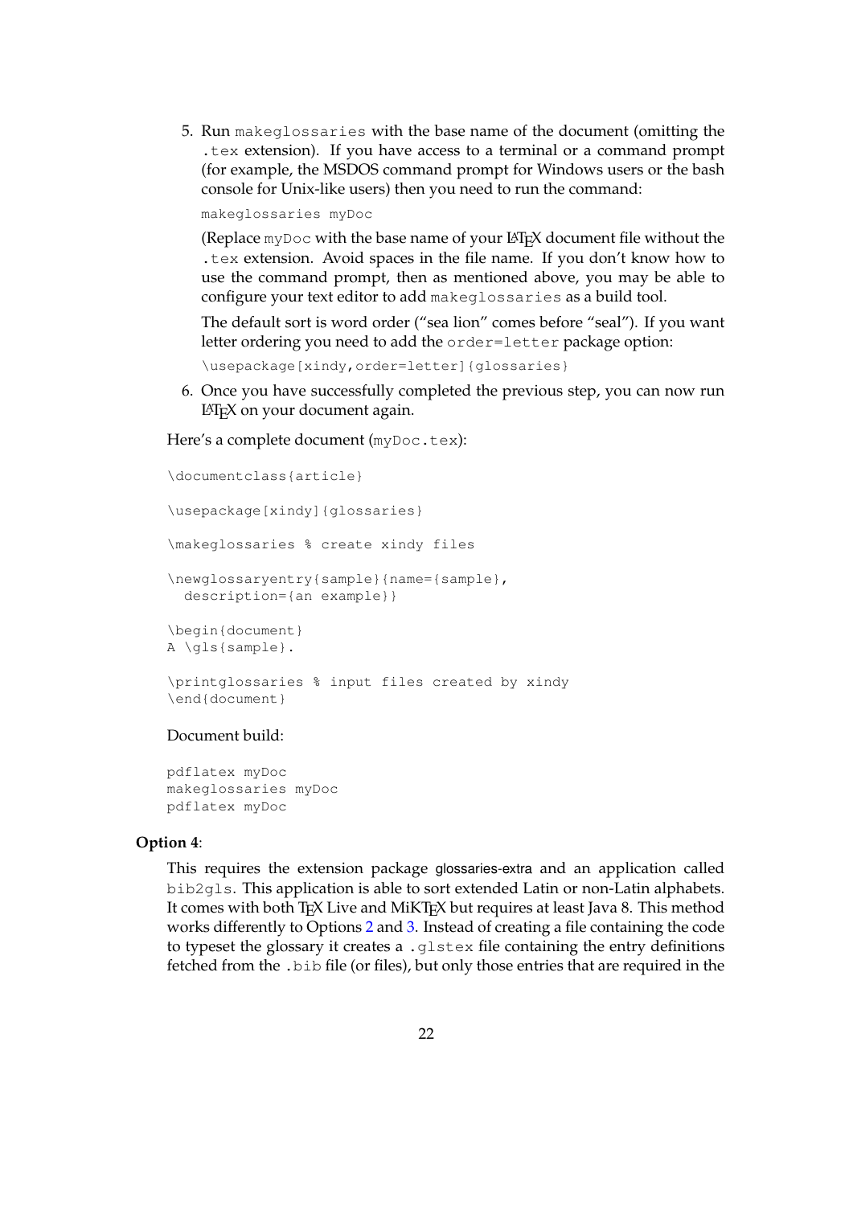5. Run `makeglossaries` with the base name of the document (omitting the `.tex` extension). If you have access to a terminal or a command prompt (for example, the MSDOS command prompt for Windows users or the bash console for Unix-like users) then you need to run the command:

   ```
   makeglossaries myDoc
   ```

   (Replace `myDoc` with the base name of your LaTeX document file without the `.tex` extension. Avoid spaces in the file name. If you don't know how to use the command prompt, then as mentioned above, you may be able to configure your text editor to add `makeglossaries` as a build tool.

   The default sort is word order ("sea lion" comes before "seal"). If you want letter ordering you need to add the `order=letter` package option:

   ```
   \usepackage[xindy,order=letter]{glossaries}
   ```

6. Once you have successfully completed the previous step, you can now run LaTeX on your document again.

Here's a complete document (`myDoc.tex`):

```
\documentclass{article}

\usepackage[xindy]{glossaries}

\makeglossaries % create xindy files

\newglossaryentry{sample}{name={sample},
  description={an example}}

\begin{document}
A \gls{sample}.

\printglossaries % input files created by xindy
\end{document}
```

Document build:

```
pdflatex myDoc
makeglossaries myDoc
pdflatex myDoc
```

**Option 4**:

This requires the extension package glossaries-extra and an application called `bib2gls`. This application is able to sort extended Latin or non-Latin alphabets. It comes with both TeX Live and MiKTeX but requires at least Java 8. This method works differently to Options 2 and 3. Instead of creating a file containing the code to typeset the glossary it creates a `.glstex` file containing the entry definitions fetched from the `.bib` file (or files), but only those entries that are required in the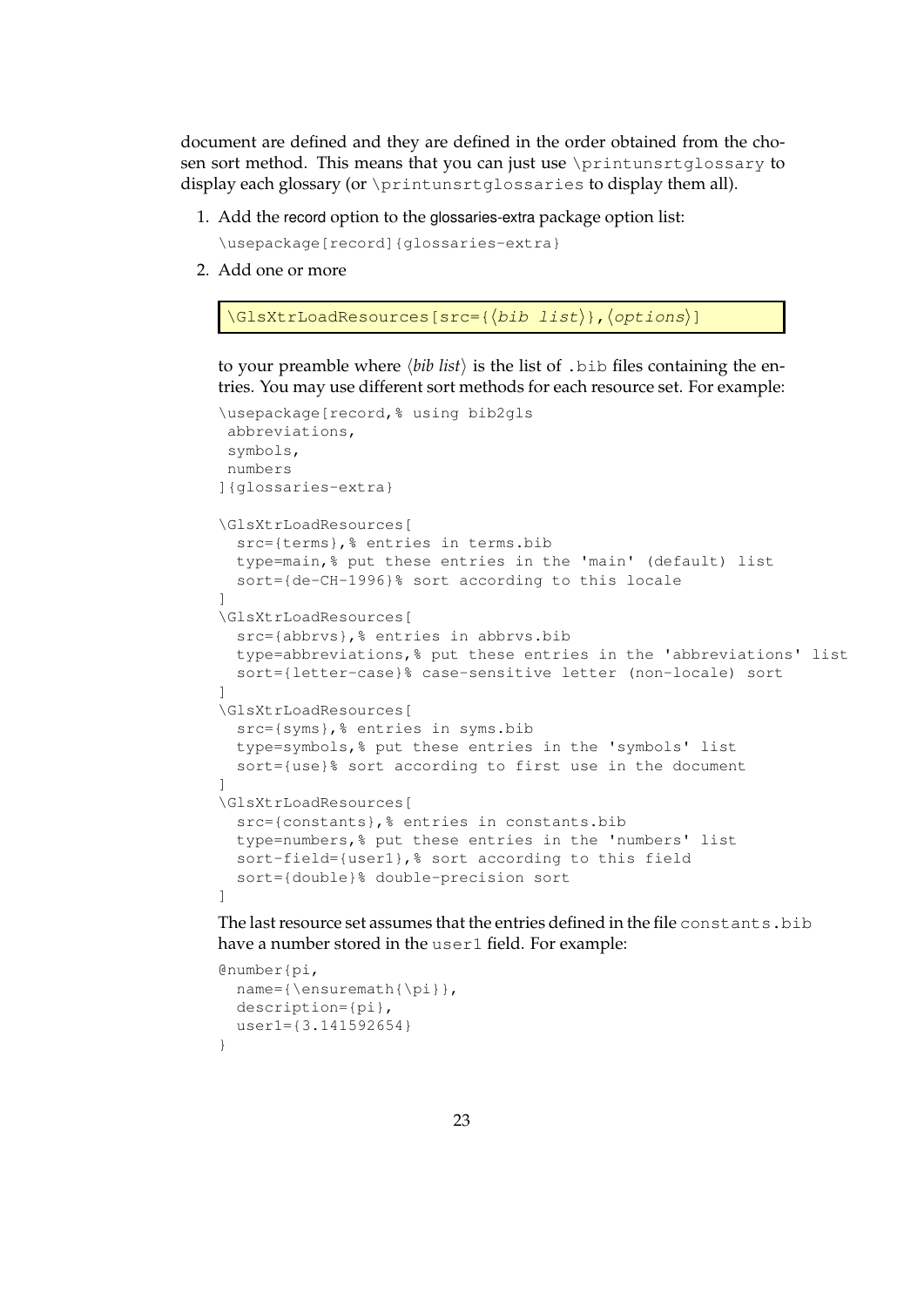document are defined and they are defined in the order obtained from the chosen sort method. This means that you can just use `\printunsrtglossary` to display each glossary (or `\printunsrtglossaries` to display them all).

1. Add the record option to the glossaries-extra package option list:

   ```
   \usepackage[record]{glossaries-extra}
   ```

2. Add one or more

   ```
   \GlsXtrLoadResources[src={⟨bib list⟩},⟨options⟩]
   ```

   to your preamble where ⟨*bib list*⟩ is the list of `.bib` files containing the entries. You may use different sort methods for each resource set. For example:

   ```
   \usepackage[record,% using bib2gls
    abbreviations,
    symbols,
    numbers
   ]{glossaries-extra}

   \GlsXtrLoadResources[
     src={terms},% entries in terms.bib
     type=main,% put these entries in the 'main' (default) list
     sort={de-CH-1996}% sort according to this locale
   ]
   \GlsXtrLoadResources[
     src={abbrvs},% entries in abbrvs.bib
     type=abbreviations,% put these entries in the 'abbreviations' list
     sort={letter-case}% case-sensitive letter (non-locale) sort
   ]
   \GlsXtrLoadResources[
     src={syms},% entries in syms.bib
     type=symbols,% put these entries in the 'symbols' list
     sort={use}% sort according to first use in the document
   ]
   \GlsXtrLoadResources[
     src={constants},% entries in constants.bib
     type=numbers,% put these entries in the 'numbers' list
     sort-field={user1},% sort according to this field
     sort={double}% double-precision sort
   ]
   ```

   The last resource set assumes that the entries defined in the file `constants.bib` have a number stored in the `user1` field. For example:

   ```
   @number{pi,
     name={\ensuremath{\pi}},
     description={pi},
     user1={3.141592654}
   }
   ```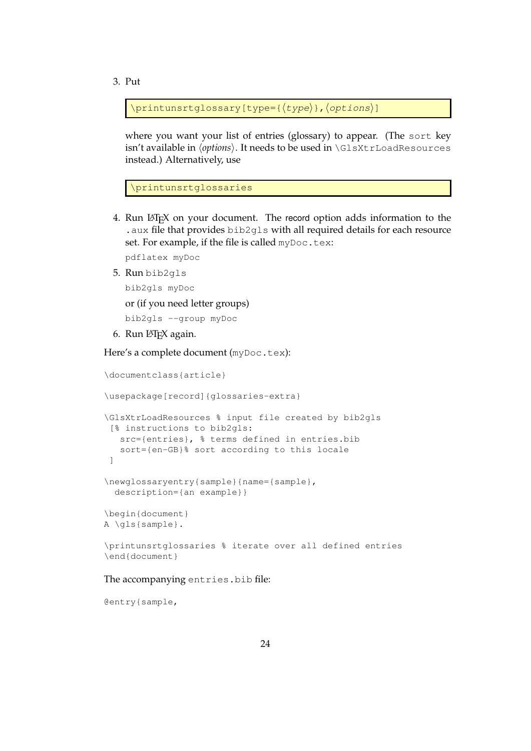3. Put

   ```
   \printunsrtglossary[type={⟨type⟩},⟨options⟩]
   ```

   where you want your list of entries (glossary) to appear. (The `sort` key isn't available in ⟨*options*⟩. It needs to be used in `\GlsXtrLoadResources` instead.) Alternatively, use

   ```
   \printunsrtglossaries
   ```

4. Run LaTeX on your document. The record option adds information to the `.aux` file that provides `bib2gls` with all required details for each resource set. For example, if the file is called `myDoc.tex`:

   ```
   pdflatex myDoc
   ```

5. Run `bib2gls`

   ```
   bib2gls myDoc
   ```

   or (if you need letter groups)

   ```
   bib2gls --group myDoc
   ```

6. Run LaTeX again.

Here's a complete document (`myDoc.tex`):

```
\documentclass{article}

\usepackage[record]{glossaries-extra}

\GlsXtrLoadResources % input file created by bib2gls
 [% instructions to bib2gls:
   src={entries}, % terms defined in entries.bib
   sort={en-GB}% sort according to this locale
 ]

\newglossaryentry{sample}{name={sample},
  description={an example}}

\begin{document}
A \gls{sample}.

\printunsrtglossaries % iterate over all defined entries
\end{document}
```

The accompanying `entries.bib` file:

```
@entry{sample,
```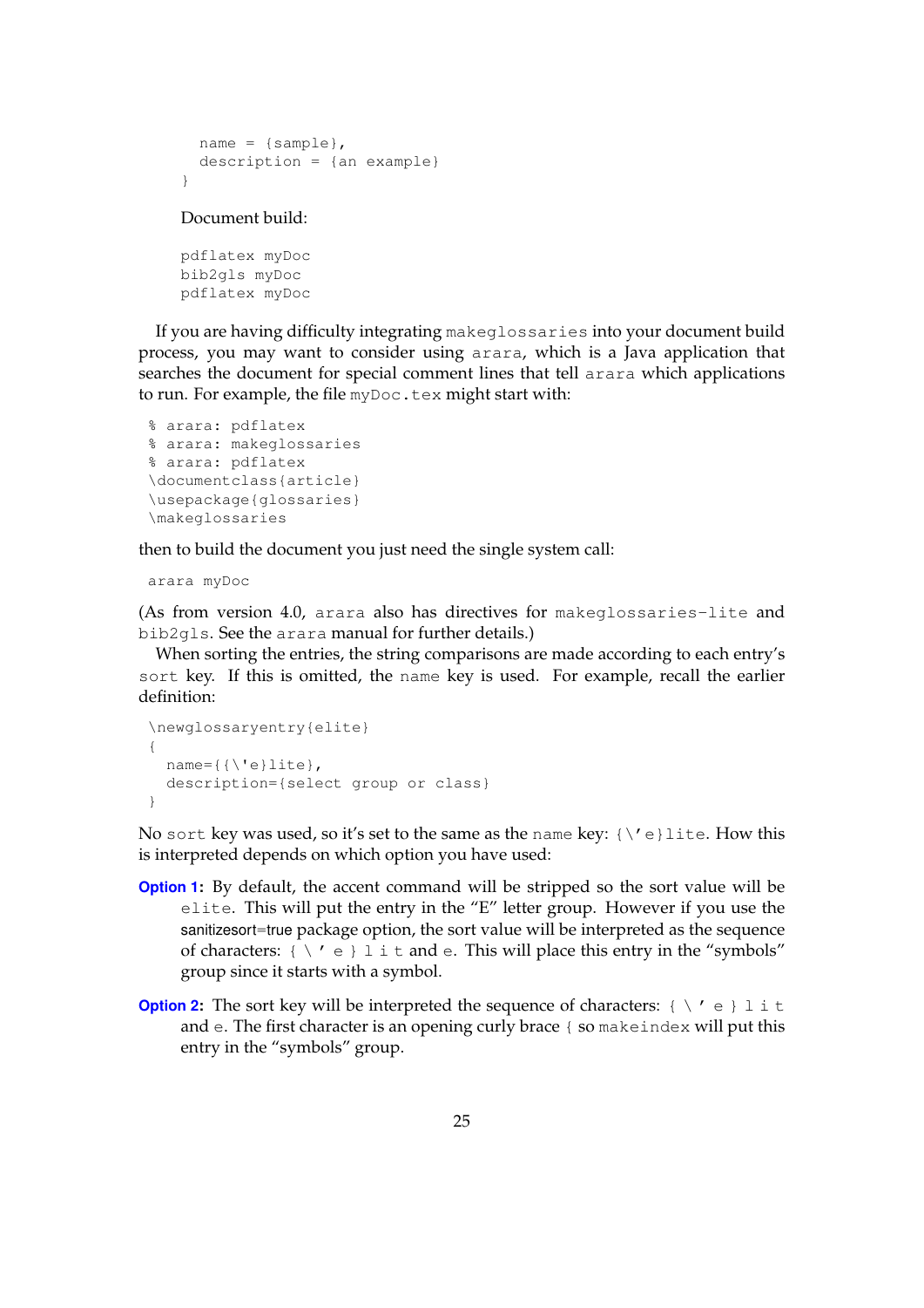```
  name = {sample},
  description = {an example}
}
```

Document build:

```
pdflatex myDoc
bib2gls myDoc
pdflatex myDoc
```

If you are having difficulty integrating `makeglossaries` into your document build process, you may want to consider using `arara`, which is a Java application that searches the document for special comment lines that tell `arara` which applications to run. For example, the file `myDoc.tex` might start with:

```
% arara: pdflatex
% arara: makeglossaries
% arara: pdflatex
\documentclass{article}
\usepackage{glossaries}
\makeglossaries
```

then to build the document you just need the single system call:

```
arara myDoc
```

(As from version 4.0, `arara` also has directives for `makeglossaries-lite` and `bib2gls`. See the `arara` manual for further details.)

When sorting the entries, the string comparisons are made according to each entry's `sort` key. If this is omitted, the `name` key is used. For example, recall the earlier definition:

```
\newglossaryentry{elite}
{
  name={{\'e}lite},
  description={select group or class}
}
```

No `sort` key was used, so it's set to the same as the `name` key: `{\'e}lite`. How this is interpreted depends on which option you have used:

**Option 1:** By default, the accent command will be stripped so the sort value will be `elite`. This will put the entry in the "E" letter group. However if you use the sanitizesort=true package option, the sort value will be interpreted as the sequence of characters: `{` `\` `'` `e` `}` `l` `i` `t` and `e`. This will place this entry in the "symbols" group since it starts with a symbol.

**Option 2:** The sort key will be interpreted the sequence of characters: `{` `\` `'` `e` `}` `l` `i` `t` and `e`. The first character is an opening curly brace `{` so `makeindex` will put this entry in the "symbols" group.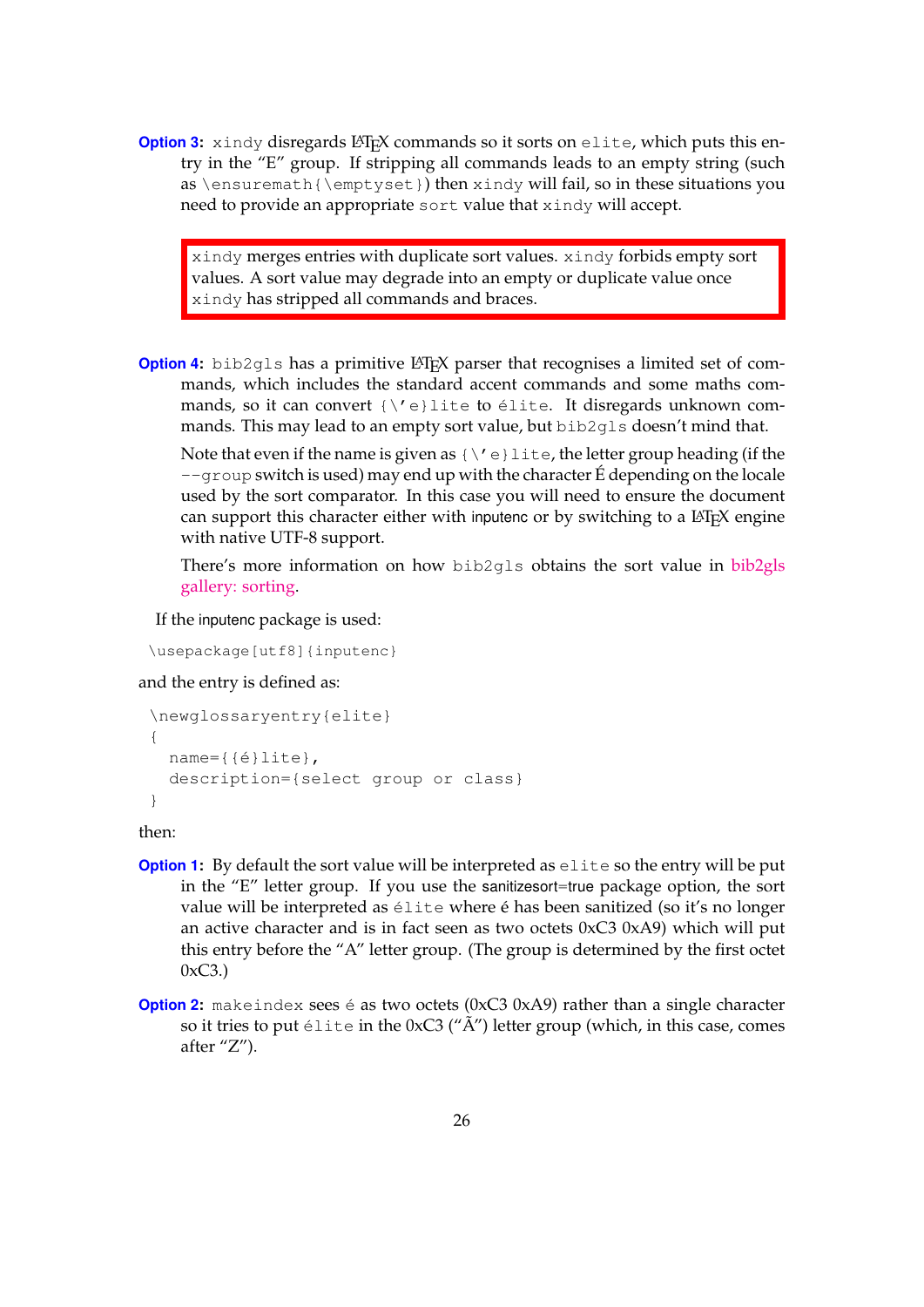**Option 3:** `xindy` disregards LaTeX commands so it sorts on `elite`, which puts this entry in the "E" group. If stripping all commands leads to an empty string (such as `\ensuremath{\emptyset}`) then `xindy` will fail, so in these situations you need to provide an appropriate `sort` value that `xindy` will accept.

> `xindy` merges entries with duplicate sort values. `xindy` forbids empty sort values. A sort value may degrade into an empty or duplicate value once `xindy` has stripped all commands and braces.

**Option 4:** `bib2gls` has a primitive LaTeX parser that recognises a limited set of commands, which includes the standard accent commands and some maths commands, so it can convert `{\'e}lite` to `élite`. It disregards unknown commands. This may lead to an empty sort value, but `bib2gls` doesn't mind that.

Note that even if the name is given as `{\'e}lite`, the letter group heading (if the `--group` switch is used) may end up with the character É depending on the locale used by the sort comparator. In this case you will need to ensure the document can support this character either with inputenc or by switching to a LaTeX engine with native UTF-8 support.

There's more information on how `bib2gls` obtains the sort value in bib2gls gallery: sorting.

If the inputenc package is used:

```
\usepackage[utf8]{inputenc}
```

and the entry is defined as:

```
\newglossaryentry{elite}
{
  name={{é}lite},
  description={select group or class}
}
```

then:

**Option 1:** By default the sort value will be interpreted as `elite` so the entry will be put in the "E" letter group. If you use the sanitizesort=true package option, the sort value will be interpreted as `élite` where é has been sanitized (so it's no longer an active character and is in fact seen as two octets 0xC3 0xA9) which will put this entry before the "A" letter group. (The group is determined by the first octet 0xC3.)

**Option 2:** `makeindex` sees é as two octets (0xC3 0xA9) rather than a single character so it tries to put `élite` in the 0xC3 ("Ã") letter group (which, in this case, comes after "Z").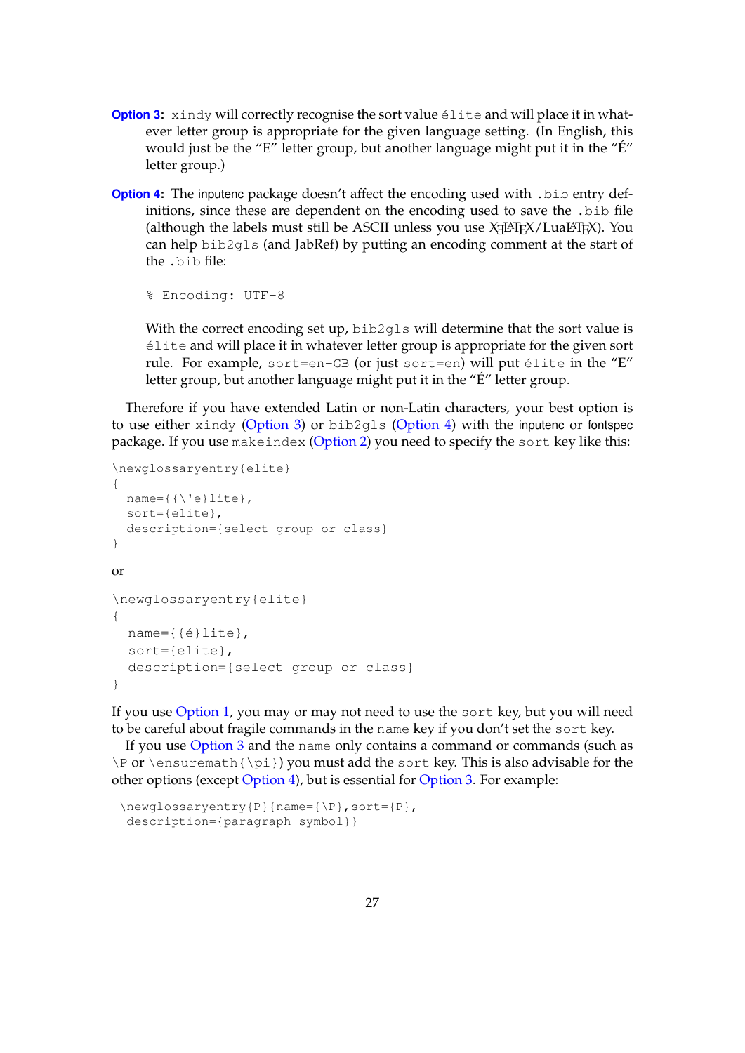**Option 3:** `xindy` will correctly recognise the sort value `élite` and will place it in whatever letter group is appropriate for the given language setting. (In English, this would just be the "E" letter group, but another language might put it in the "É" letter group.)

**Option 4:** The inputenc package doesn't affect the encoding used with `.bib` entry definitions, since these are dependent on the encoding used to save the `.bib` file (although the labels must still be ASCII unless you use XƎLaTeX/LuaLaTeX). You can help `bib2gls` (and JabRef) by putting an encoding comment at the start of the `.bib` file:

```
% Encoding: UTF-8
```

With the correct encoding set up, `bib2gls` will determine that the sort value is `élite` and will place it in whatever letter group is appropriate for the given sort rule. For example, `sort=en-GB` (or just `sort=en`) will put `élite` in the "E" letter group, but another language might put it in the "É" letter group.

Therefore if you have extended Latin or non-Latin characters, your best option is to use either `xindy` (Option 3) or `bib2gls` (Option 4) with the inputenc or fontspec package. If you use `makeindex` (Option 2) you need to specify the `sort` key like this:

```
\newglossaryentry{elite}
{
  name={{\'e}lite},
  sort={elite},
  description={select group or class}
}
```

or

```
\newglossaryentry{elite}
{
  name={{é}lite},
  sort={elite},
  description={select group or class}
}
```

If you use Option 1, you may or may not need to use the `sort` key, but you will need to be careful about fragile commands in the `name` key if you don't set the `sort` key.

If you use Option 3 and the `name` only contains a command or commands (such as `\P` or `\ensuremath{\pi}`) you must add the `sort` key. This is also advisable for the other options (except Option 4), but is essential for Option 3. For example:

```
\newglossaryentry{P}{name={\P},sort={P},
 description={paragraph symbol}}
```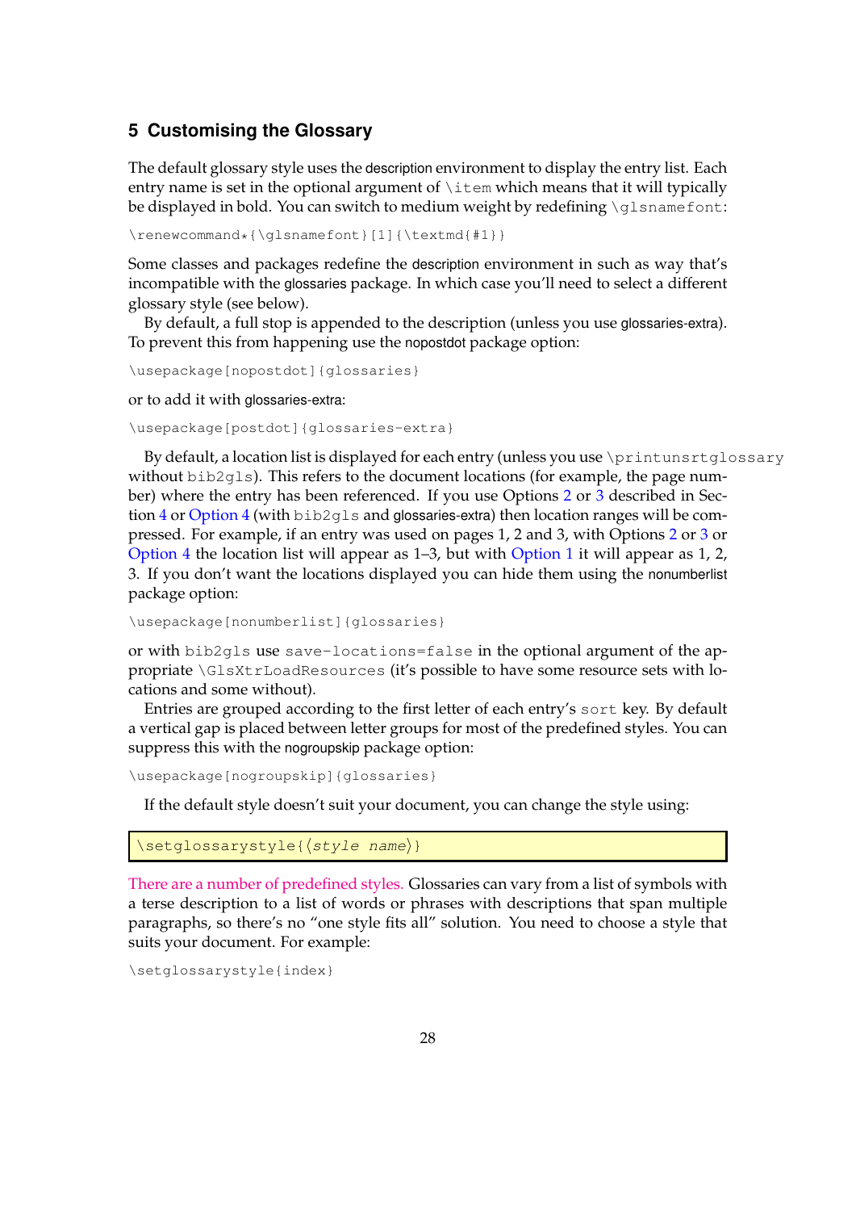## 5 Customising the Glossary

The default glossary style uses the description environment to display the entry list. Each entry name is set in the optional argument of `\item` which means that it will typically be displayed in bold. You can switch to medium weight by redefining `\glsnamefont`:

```
\renewcommand*{\glsnamefont}[1]{\textmd{#1}}
```

Some classes and packages redefine the description environment in such as way that's incompatible with the glossaries package. In which case you'll need to select a different glossary style (see below).

By default, a full stop is appended to the description (unless you use glossaries-extra). To prevent this from happening use the nopostdot package option:

```
\usepackage[nopostdot]{glossaries}
```

or to add it with glossaries-extra:

```
\usepackage[postdot]{glossaries-extra}
```

By default, a location list is displayed for each entry (unless you use `\printunsrtglossary` without `bib2gls`). This refers to the document locations (for example, the page number) where the entry has been referenced. If you use Options 2 or 3 described in Section 4 or Option 4 (with `bib2gls` and glossaries-extra) then location ranges will be compressed. For example, if an entry was used on pages 1, 2 and 3, with Options 2 or 3 or Option 4 the location list will appear as 1–3, but with Option 1 it will appear as 1, 2, 3. If you don't want the locations displayed you can hide them using the nonumberlist package option:

```
\usepackage[nonumberlist]{glossaries}
```

or with `bib2gls` use `save-locations=false` in the optional argument of the appropriate `\GlsXtrLoadResources` (it's possible to have some resource sets with locations and some without).

Entries are grouped according to the first letter of each entry's `sort` key. By default a vertical gap is placed between letter groups for most of the predefined styles. You can suppress this with the nogroupskip package option:

```
\usepackage[nogroupskip]{glossaries}
```

If the default style doesn't suit your document, you can change the style using:

```
\setglossarystyle{⟨style name⟩}
```

There are a number of predefined styles. Glossaries can vary from a list of symbols with a terse description to a list of words or phrases with descriptions that span multiple paragraphs, so there's no "one style fits all" solution. You need to choose a style that suits your document. For example:

```
\setglossarystyle{index}
```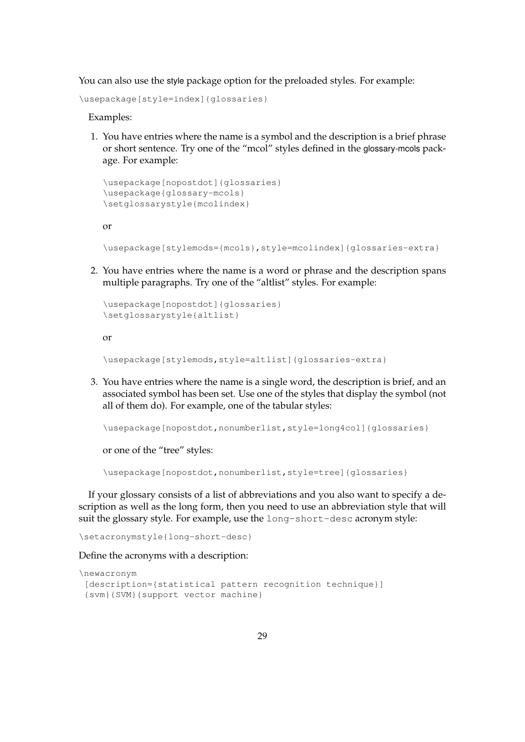You can also use the style package option for the preloaded styles. For example:

```
\usepackage[style=index]{glossaries}
```

Examples:

1. You have entries where the name is a symbol and the description is a brief phrase or short sentence. Try one of the "mcol" styles defined in the glossary-mcols package. For example:

   ```
   \usepackage[nopostdot]{glossaries}
   \usepackage{glossary-mcols}
   \setglossarystyle{mcolindex}
   ```

   or

   ```
   \usepackage[stylemods={mcols},style=mcolindex]{glossaries-extra}
   ```

2. You have entries where the name is a word or phrase and the description spans multiple paragraphs. Try one of the "altlist" styles. For example:

   ```
   \usepackage[nopostdot]{glossaries}
   \setglossarystyle{altlist}
   ```

   or

   ```
   \usepackage[stylemods,style=altlist]{glossaries-extra}
   ```

3. You have entries where the name is a single word, the description is brief, and an associated symbol has been set. Use one of the styles that display the symbol (not all of them do). For example, one of the tabular styles:

   ```
   \usepackage[nopostdot,nonumberlist,style=long4col]{glossaries}
   ```

   or one of the "tree" styles:

   ```
   \usepackage[nopostdot,nonumberlist,style=tree]{glossaries}
   ```

If your glossary consists of a list of abbreviations and you also want to specify a description as well as the long form, then you need to use an abbreviation style that will suit the glossary style. For example, use the `long-short-desc` acronym style:

```
\setacronymstyle{long-short-desc}
```

Define the acronyms with a description:

```
\newacronym
 [description={statistical pattern recognition technique}]
 {svm}{SVM}{support vector machine}
```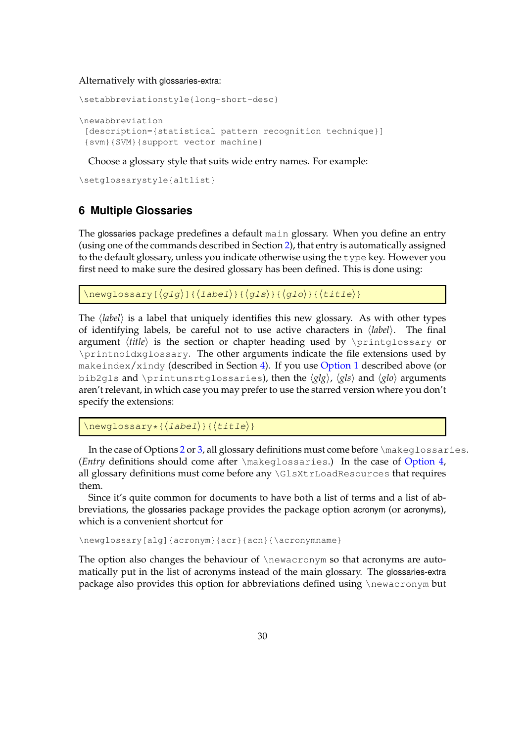Alternatively with glossaries-extra:

```
\setabbreviationstyle{long-short-desc}

\newabbreviation
 [description={statistical pattern recognition technique}]
 {svm}{SVM}{support vector machine}
```

Choose a glossary style that suits wide entry names. For example:

```
\setglossarystyle{altlist}
```

## 6 Multiple Glossaries

The glossaries package predefines a default `main` glossary. When you define an entry (using one of the commands described in Section 2), that entry is automatically assigned to the default glossary, unless you indicate otherwise using the `type` key. However you first need to make sure the desired glossary has been defined. This is done using:

```
\newglossary[⟨glg⟩]{⟨label⟩}{⟨gls⟩}{⟨glo⟩}{⟨title⟩}
```

The ⟨*label*⟩ is a label that uniquely identifies this new glossary. As with other types of identifying labels, be careful not to use active characters in ⟨*label*⟩. The final argument ⟨*title*⟩ is the section or chapter heading used by `\printglossary` or `\printnoidxglossary`. The other arguments indicate the file extensions used by `makeindex`/`xindy` (described in Section 4). If you use Option 1 described above (or `bib2gls` and `\printunsrtglossaries`), then the ⟨*glg*⟩, ⟨*gls*⟩ and ⟨*glo*⟩ arguments aren't relevant, in which case you may prefer to use the starred version where you don't specify the extensions:

```
\newglossary*{⟨label⟩}{⟨title⟩}
```

In the case of Options 2 or 3, all glossary definitions must come before `\makeglossaries`. (*Entry* definitions should come after `\makeglossaries`.) In the case of Option 4, all glossary definitions must come before any `\GlsXtrLoadResources` that requires them.

Since it's quite common for documents to have both a list of terms and a list of abbreviations, the glossaries package provides the package option acronym (or acronyms), which is a convenient shortcut for

```
\newglossary[alg]{acronym}{acr}{acn}{\acronymname}
```

The option also changes the behaviour of `\newacronym` so that acronyms are automatically put in the list of acronyms instead of the main glossary. The glossaries-extra package also provides this option for abbreviations defined using `\newacronym` but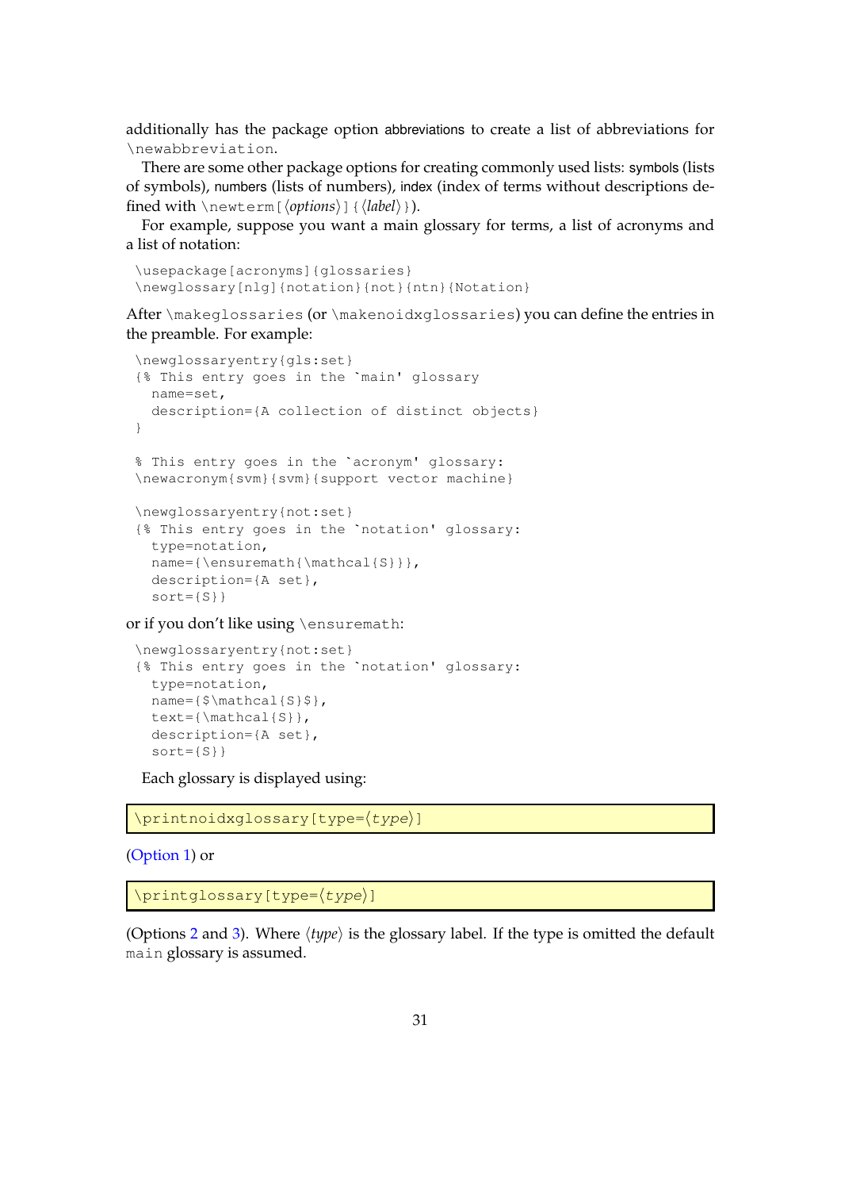additionally has the package option abbreviations to create a list of abbreviations for `\newabbreviation`.

There are some other package options for creating commonly used lists: symbols (lists of symbols), numbers (lists of numbers), index (index of terms without descriptions defined with `\newterm[⟨options⟩]{⟨label⟩}`).

For example, suppose you want a main glossary for terms, a list of acronyms and a list of notation:

```
\usepackage[acronyms]{glossaries}
\newglossary[nlg]{notation}{not}{ntn}{Notation}
```

After `\makeglossaries` (or `\makenoidxglossaries`) you can define the entries in the preamble. For example:

```
\newglossaryentry{gls:set}
{% This entry goes in the `main' glossary
  name=set,
  description={A collection of distinct objects}
}

% This entry goes in the `acronym' glossary:
\newacronym{svm}{svm}{support vector machine}

\newglossaryentry{not:set}
{% This entry goes in the `notation' glossary:
  type=notation,
  name={\ensuremath{\mathcal{S}}},
  description={A set},
  sort={S}}
```

or if you don't like using `\ensuremath`:

```
\newglossaryentry{not:set}
{% This entry goes in the `notation' glossary:
  type=notation,
  name={$\mathcal{S}$},
  text={\mathcal{S}},
  description={A set},
  sort={S}}
```

Each glossary is displayed using:

```
\printnoidxglossary[type=⟨type⟩]
```

(Option 1) or

```
\printglossary[type=⟨type⟩]
```

(Options 2 and 3). Where ⟨*type*⟩ is the glossary label. If the type is omitted the default `main` glossary is assumed.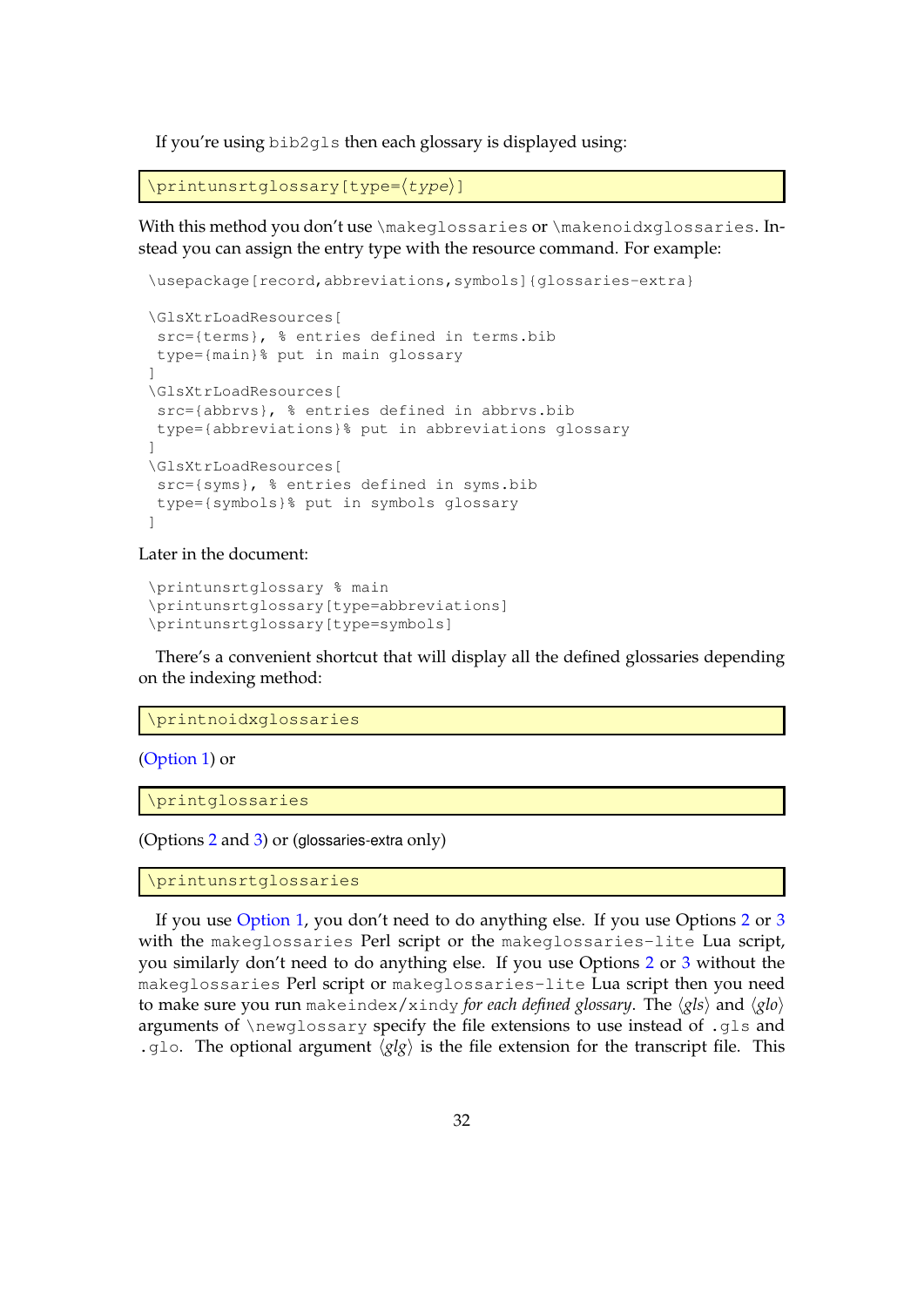If you're using `bib2gls` then each glossary is displayed using:

```
\printunsrtglossary[type=⟨type⟩]
```

With this method you don't use `\makeglossaries` or `\makenoidxglossaries`. Instead you can assign the entry type with the resource command. For example:

```
\usepackage[record,abbreviations,symbols]{glossaries-extra}

\GlsXtrLoadResources[
 src={terms}, % entries defined in terms.bib
 type={main}% put in main glossary
]
\GlsXtrLoadResources[
 src={abbrvs}, % entries defined in abbrvs.bib
 type={abbreviations}% put in abbreviations glossary
]
\GlsXtrLoadResources[
 src={syms}, % entries defined in syms.bib
 type={symbols}% put in symbols glossary
]
```

Later in the document:

```
\printunsrtglossary % main
\printunsrtglossary[type=abbreviations]
\printunsrtglossary[type=symbols]
```

There's a convenient shortcut that will display all the defined glossaries depending on the indexing method:

```
\printnoidxglossaries
```

(Option 1) or

```
\printglossaries
```

(Options 2 and 3) or (glossaries-extra only)

```
\printunsrtglossaries
```

If you use Option 1, you don't need to do anything else. If you use Options 2 or 3 with the `makeglossaries` Perl script or the `makeglossaries-lite` Lua script, you similarly don't need to do anything else. If you use Options 2 or 3 without the `makeglossaries` Perl script or `makeglossaries-lite` Lua script then you need to make sure you run `makeindex/xindy` *for each defined glossary*. The ⟨*gls*⟩ and ⟨*glo*⟩ arguments of `\newglossary` specify the file extensions to use instead of `.gls` and `.glo`. The optional argument ⟨*glg*⟩ is the file extension for the transcript file. This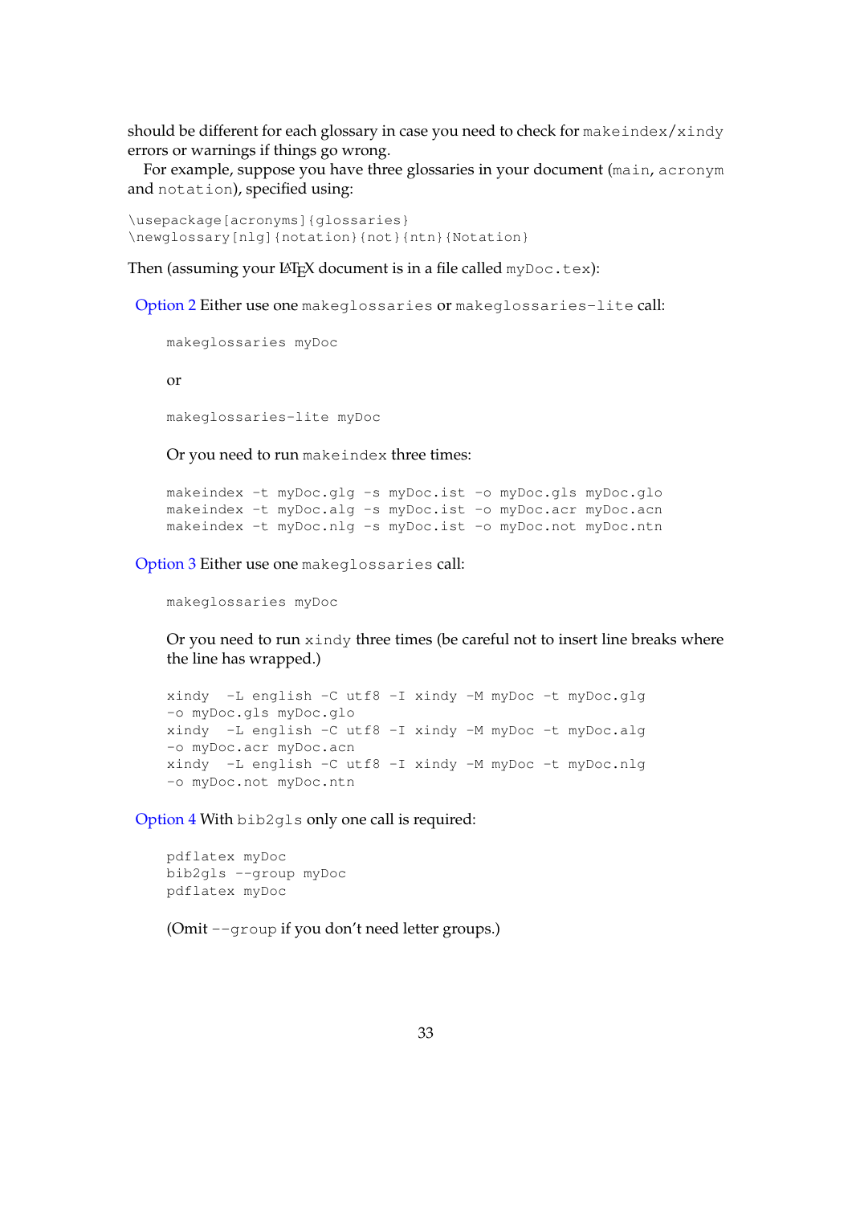should be different for each glossary in case you need to check for `makeindex`/`xindy` errors or warnings if things go wrong.

For example, suppose you have three glossaries in your document (`main`, `acronym` and `notation`), specified using:

```
\usepackage[acronyms]{glossaries}
\newglossary[nlg]{notation}{not}{ntn}{Notation}
```

Then (assuming your LaTeX document is in a file called `myDoc.tex`):

**Option 2** Either use one `makeglossaries` or `makeglossaries-lite` call:

```
makeglossaries myDoc
```

or

```
makeglossaries-lite myDoc
```

Or you need to run `makeindex` three times:

```
makeindex -t myDoc.glg -s myDoc.ist -o myDoc.gls myDoc.glo
makeindex -t myDoc.alg -s myDoc.ist -o myDoc.acr myDoc.acn
makeindex -t myDoc.nlg -s myDoc.ist -o myDoc.not myDoc.ntn
```

**Option 3** Either use one `makeglossaries` call:

```
makeglossaries myDoc
```

Or you need to run `xindy` three times (be careful not to insert line breaks where the line has wrapped.)

```
xindy  -L english -C utf8 -I xindy -M myDoc -t myDoc.glg
-o myDoc.gls myDoc.glo
xindy  -L english -C utf8 -I xindy -M myDoc -t myDoc.alg
-o myDoc.acr myDoc.acn
xindy  -L english -C utf8 -I xindy -M myDoc -t myDoc.nlg
-o myDoc.not myDoc.ntn
```

**Option 4** With `bib2gls` only one call is required:

```
pdflatex myDoc
bib2gls --group myDoc
pdflatex myDoc
```

(Omit `--group` if you don't need letter groups.)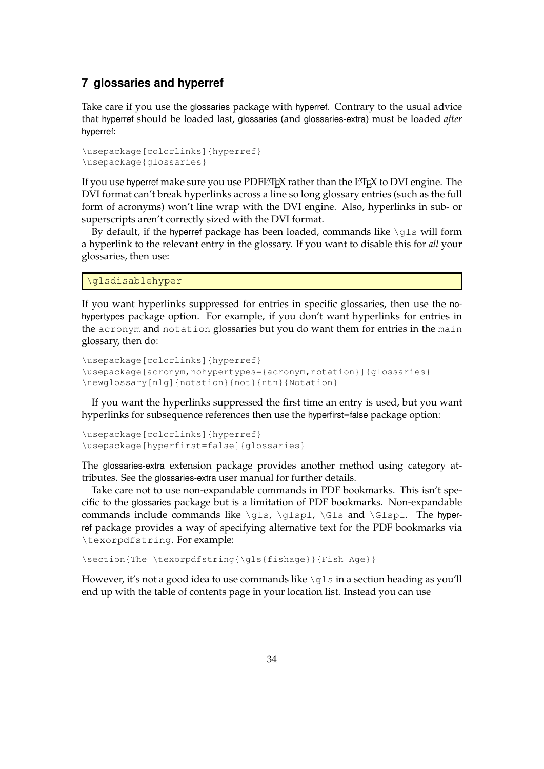## 7 glossaries and hyperref

Take care if you use the glossaries package with hyperref. Contrary to the usual advice that hyperref should be loaded last, glossaries (and glossaries-extra) must be loaded *after* hyperref:

```
\usepackage[colorlinks]{hyperref}
\usepackage{glossaries}
```

If you use hyperref make sure you use PDFLaTeX rather than the LaTeX to DVI engine. The DVI format can't break hyperlinks across a line so long glossary entries (such as the full form of acronyms) won't line wrap with the DVI engine. Also, hyperlinks in sub- or superscripts aren't correctly sized with the DVI format.

By default, if the hyperref package has been loaded, commands like `\gls` will form a hyperlink to the relevant entry in the glossary. If you want to disable this for *all* your glossaries, then use:

```
\glsdisablehyper
```

If you want hyperlinks suppressed for entries in specific glossaries, then use the nohypertypes package option. For example, if you don't want hyperlinks for entries in the `acronym` and `notation` glossaries but you do want them for entries in the `main` glossary, then do:

```
\usepackage[colorlinks]{hyperref}
\usepackage[acronym,nohypertypes={acronym,notation}]{glossaries}
\newglossary[nlg]{notation}{not}{ntn}{Notation}
```

If you want the hyperlinks suppressed the first time an entry is used, but you want hyperlinks for subsequence references then use the hyperfirst=false package option:

```
\usepackage[colorlinks]{hyperref}
\usepackage[hyperfirst=false]{glossaries}
```

The glossaries-extra extension package provides another method using category attributes. See the glossaries-extra user manual for further details.

Take care not to use non-expandable commands in PDF bookmarks. This isn't specific to the glossaries package but is a limitation of PDF bookmarks. Non-expandable commands include commands like `\gls`, `\glspl`, `\Gls` and `\Glspl`. The hyperref package provides a way of specifying alternative text for the PDF bookmarks via `\texorpdfstring`. For example:

```
\section{The \texorpdfstring{\gls{fishage}}{Fish Age}}
```

However, it's not a good idea to use commands like `\gls` in a section heading as you'll end up with the table of contents page in your location list. Instead you can use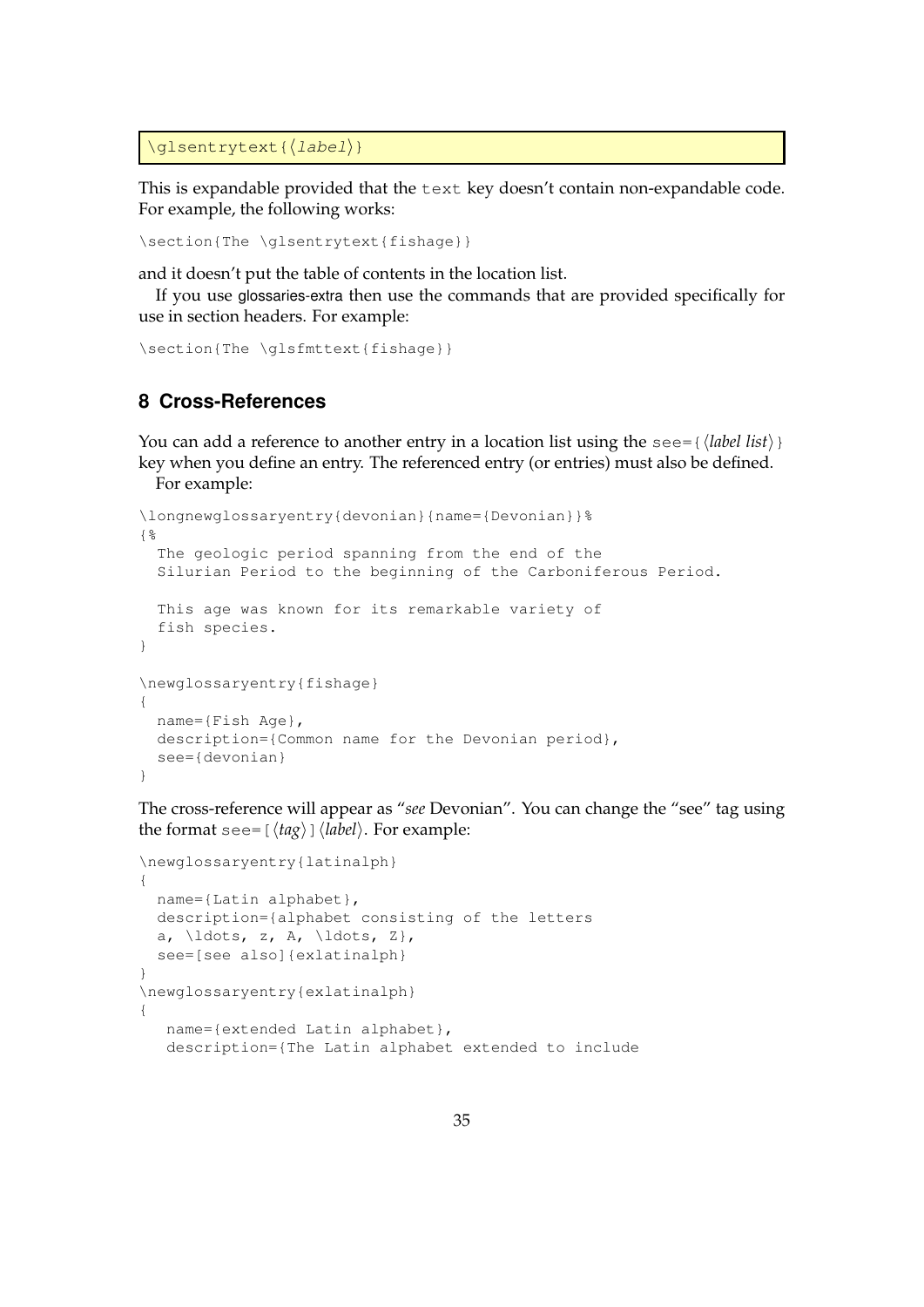```
\glsentrytext{⟨label⟩}
```

This is expandable provided that the `text` key doesn't contain non-expandable code. For example, the following works:

```
\section{The \glsentrytext{fishage}}
```

and it doesn't put the table of contents in the location list.

If you use glossaries-extra then use the commands that are provided specifically for use in section headers. For example:

```
\section{The \glsfmttext{fishage}}
```

## 8 Cross-References

You can add a reference to another entry in a location list using the `see={⟨label list⟩}` key when you define an entry. The referenced entry (or entries) must also be defined.

For example:

```
\longnewglossaryentry{devonian}{name={Devonian}}%
{%
  The geologic period spanning from the end of the
  Silurian Period to the beginning of the Carboniferous Period.

  This age was known for its remarkable variety of
  fish species.
}

\newglossaryentry{fishage}
{
  name={Fish Age},
  description={Common name for the Devonian period},
  see={devonian}
}
```

The cross-reference will appear as "*see* Devonian". You can change the "see" tag using the format `see=[⟨tag⟩]⟨label⟩`. For example:

```
\newglossaryentry{latinalph}
{
  name={Latin alphabet},
  description={alphabet consisting of the letters
  a, \ldots, z, A, \ldots, Z},
  see=[see also]{exlatinalph}
}
\newglossaryentry{exlatinalph}
{
   name={extended Latin alphabet},
   description={The Latin alphabet extended to include
```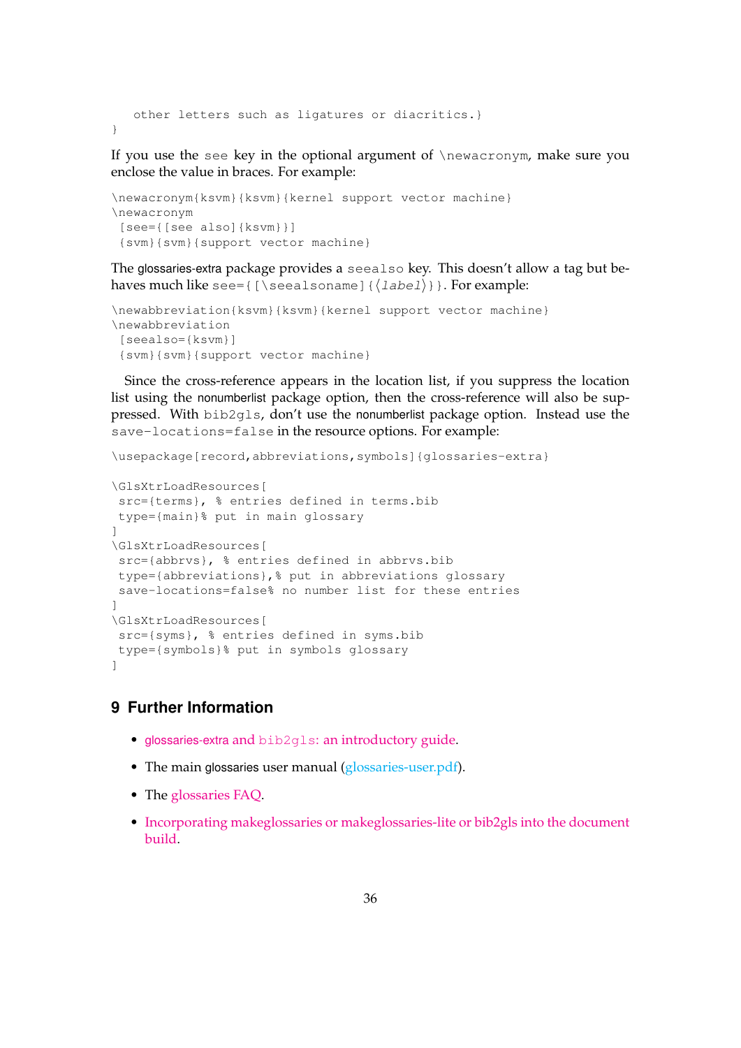```
   other letters such as ligatures or diacritics.}
}
```

If you use the `see` key in the optional argument of `\newacronym`, make sure you enclose the value in braces. For example:

```
\newacronym{ksvm}{ksvm}{kernel support vector machine}
\newacronym
 [see={[see also]{ksvm}}]
 {svm}{svm}{support vector machine}
```

The glossaries-extra package provides a `seealso` key. This doesn't allow a tag but behaves much like `see={[\seealsoname]{⟨label⟩}}`. For example:

```
\newabbreviation{ksvm}{ksvm}{kernel support vector machine}
\newabbreviation
 [seealso={ksvm}]
 {svm}{svm}{support vector machine}
```

Since the cross-reference appears in the location list, if you suppress the location list using the nonumberlist package option, then the cross-reference will also be suppressed. With `bib2gls`, don't use the nonumberlist package option. Instead use the `save-locations=false` in the resource options. For example:

```
\usepackage[record,abbreviations,symbols]{glossaries-extra}

\GlsXtrLoadResources[
 src={terms}, % entries defined in terms.bib
 type={main}% put in main glossary
]
\GlsXtrLoadResources[
 src={abbrvs}, % entries defined in abbrvs.bib
 type={abbreviations},% put in abbreviations glossary
 save-locations=false% no number list for these entries
]
\GlsXtrLoadResources[
 src={syms}, % entries defined in syms.bib
 type={symbols}% put in symbols glossary
]
```

## 9 Further Information

- glossaries-extra and `bib2gls`: an introductory guide.
- The main glossaries user manual (glossaries-user.pdf).
- The glossaries FAQ.
- Incorporating makeglossaries or makeglossaries-lite or bib2gls into the document build.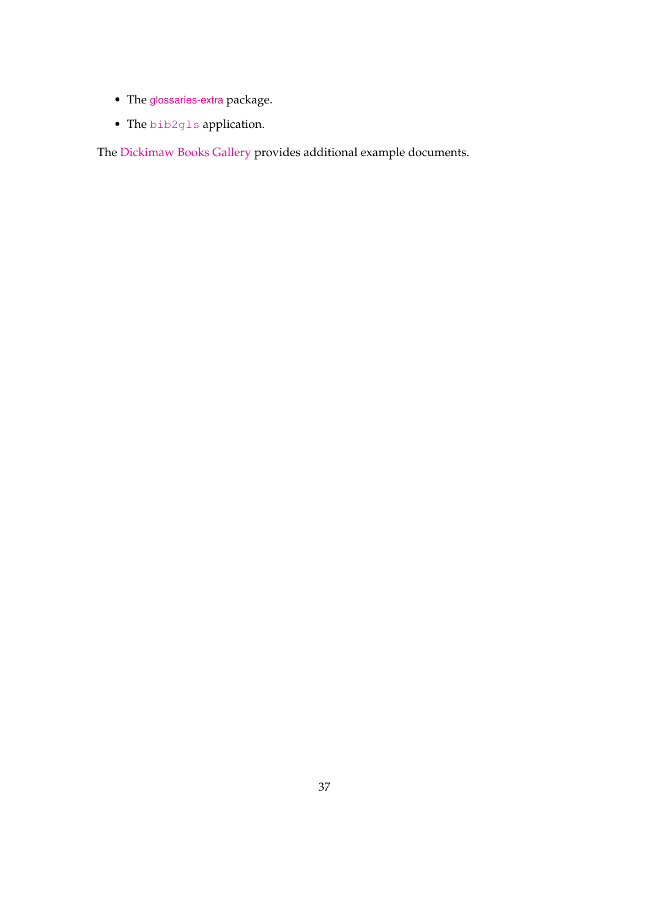- The glossaries-extra package.
- The `bib2gls` application.

The Dickimaw Books Gallery provides additional example documents.